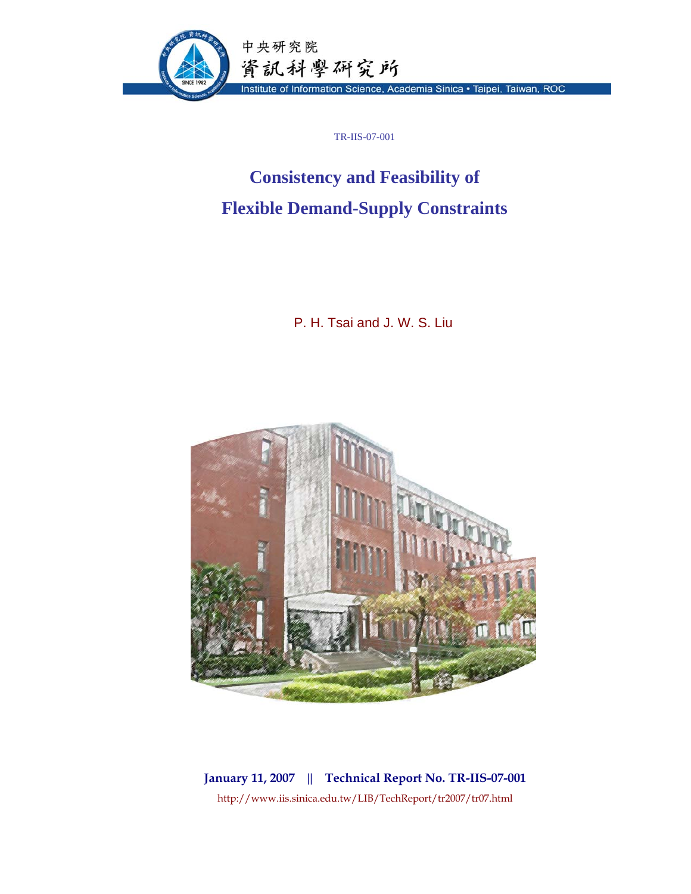中央研究院
資訊科學研究所
Institute of Information Science, Academia Sinica • Taipei, Taiwan, ROC

TR-IIS-07-001

# Consistency and Feasibility of Flexible Demand-Supply Constraints

P. H. Tsai and J. W. S. Liu

**January 11, 2007 || Technical Report No. TR-IIS-07-001**

http://www.iis.sinica.edu.tw/LIB/TechReport/tr2007/tr07.html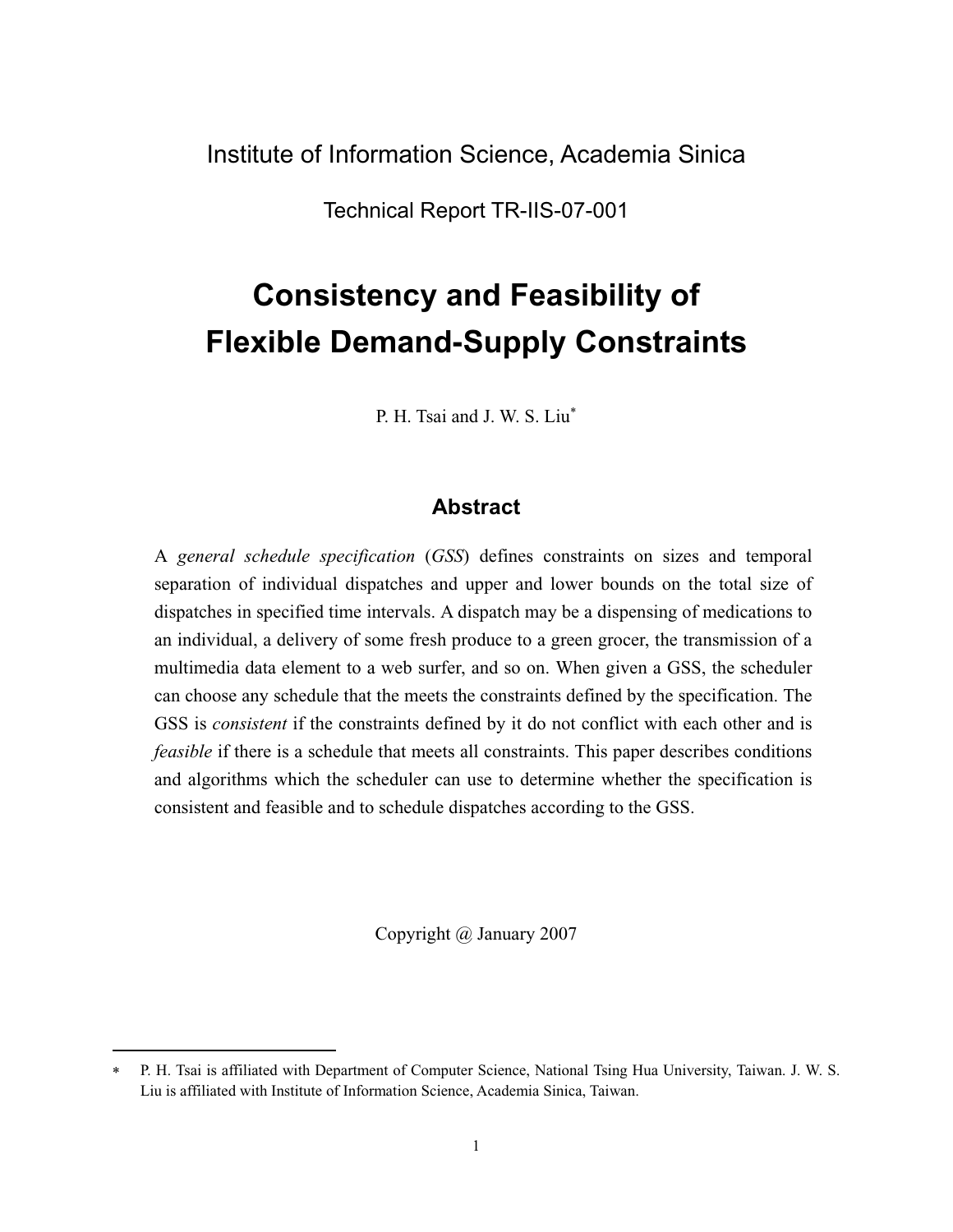Institute of Information Science, Academia Sinica

Technical Report TR-IIS-07-001

# Consistency and Feasibility of Flexible Demand-Supply Constraints

P. H. Tsai and J. W. S. Liu*

## Abstract

A *general schedule specification* (*GSS*) defines constraints on sizes and temporal separation of individual dispatches and upper and lower bounds on the total size of dispatches in specified time intervals. A dispatch may be a dispensing of medications to an individual, a delivery of some fresh produce to a green grocer, the transmission of a multimedia data element to a web surfer, and so on. When given a GSS, the scheduler can choose any schedule that the meets the constraints defined by the specification. The GSS is *consistent* if the constraints defined by it do not conflict with each other and is *feasible* if there is a schedule that meets all constraints. This paper describes conditions and algorithms which the scheduler can use to determine whether the specification is consistent and feasible and to schedule dispatches according to the GSS.

Copyright @ January 2007

---

* P. H. Tsai is affiliated with Department of Computer Science, National Tsing Hua University, Taiwan. J. W. S. Liu is affiliated with Institute of Information Science, Academia Sinica, Taiwan.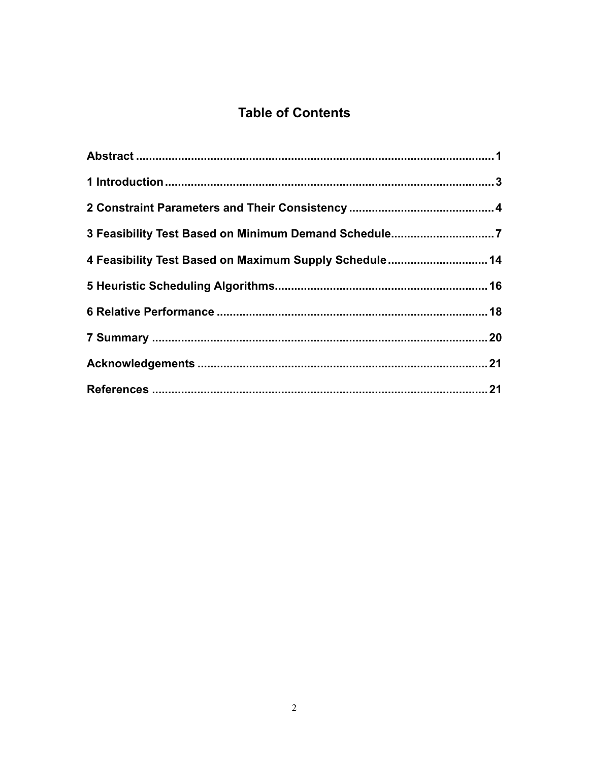# Table of Contents

**Abstract** ........................................................................................................ **1**

**1 Introduction** ................................................................................................ **3**

**2 Constraint Parameters and Their Consistency** ........................................... **4**

**3 Feasibility Test Based on Minimum Demand Schedule** .............................. **7**

**4 Feasibility Test Based on Maximum Supply Schedule** .............................. **14**

**5 Heuristic Scheduling Algorithms** ............................................................... **16**

**6 Relative Performance** .................................................................................. **18**

**7 Summary** ..................................................................................................... **20**

**Acknowledgements** ....................................................................................... **21**

**References** ..................................................................................................... **21**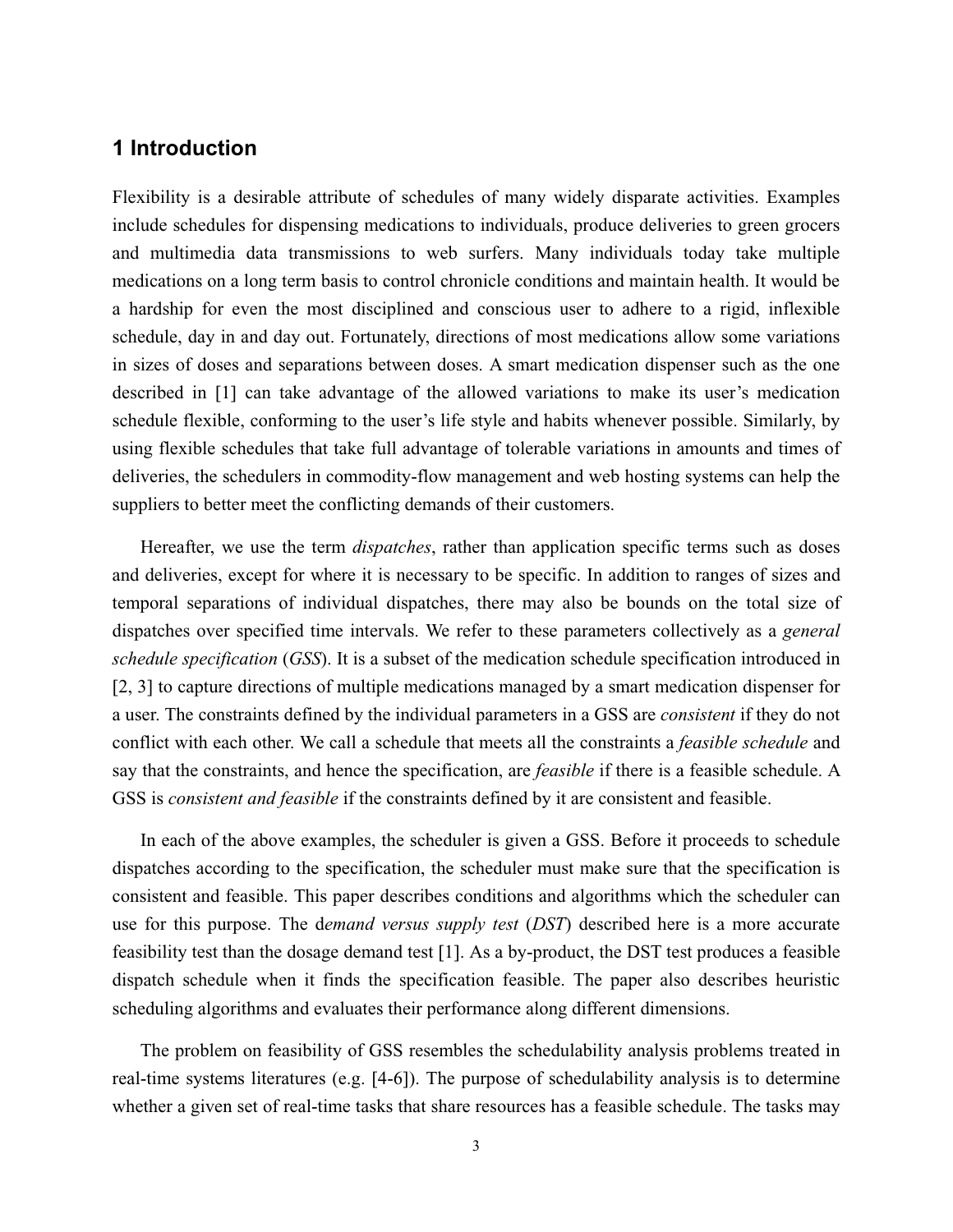## 1 Introduction

Flexibility is a desirable attribute of schedules of many widely disparate activities. Examples include schedules for dispensing medications to individuals, produce deliveries to green grocers and multimedia data transmissions to web surfers. Many individuals today take multiple medications on a long term basis to control chronicle conditions and maintain health. It would be a hardship for even the most disciplined and conscious user to adhere to a rigid, inflexible schedule, day in and day out. Fortunately, directions of most medications allow some variations in sizes of doses and separations between doses. A smart medication dispenser such as the one described in [1] can take advantage of the allowed variations to make its user's medication schedule flexible, conforming to the user's life style and habits whenever possible. Similarly, by using flexible schedules that take full advantage of tolerable variations in amounts and times of deliveries, the schedulers in commodity-flow management and web hosting systems can help the suppliers to better meet the conflicting demands of their customers.

Hereafter, we use the term *dispatches*, rather than application specific terms such as doses and deliveries, except for where it is necessary to be specific. In addition to ranges of sizes and temporal separations of individual dispatches, there may also be bounds on the total size of dispatches over specified time intervals. We refer to these parameters collectively as a *general schedule specification* (*GSS*). It is a subset of the medication schedule specification introduced in [2, 3] to capture directions of multiple medications managed by a smart medication dispenser for a user. The constraints defined by the individual parameters in a GSS are *consistent* if they do not conflict with each other. We call a schedule that meets all the constraints a *feasible schedule* and say that the constraints, and hence the specification, are *feasible* if there is a feasible schedule. A GSS is *consistent and feasible* if the constraints defined by it are consistent and feasible.

In each of the above examples, the scheduler is given a GSS. Before it proceeds to schedule dispatches according to the specification, the scheduler must make sure that the specification is consistent and feasible. This paper describes conditions and algorithms which the scheduler can use for this purpose. The d*emand versus supply test* (*DST*) described here is a more accurate feasibility test than the dosage demand test [1]. As a by-product, the DST test produces a feasible dispatch schedule when it finds the specification feasible. The paper also describes heuristic scheduling algorithms and evaluates their performance along different dimensions.

The problem on feasibility of GSS resembles the schedulability analysis problems treated in real-time systems literatures (e.g. [4-6]). The purpose of schedulability analysis is to determine whether a given set of real-time tasks that share resources has a feasible schedule. The tasks may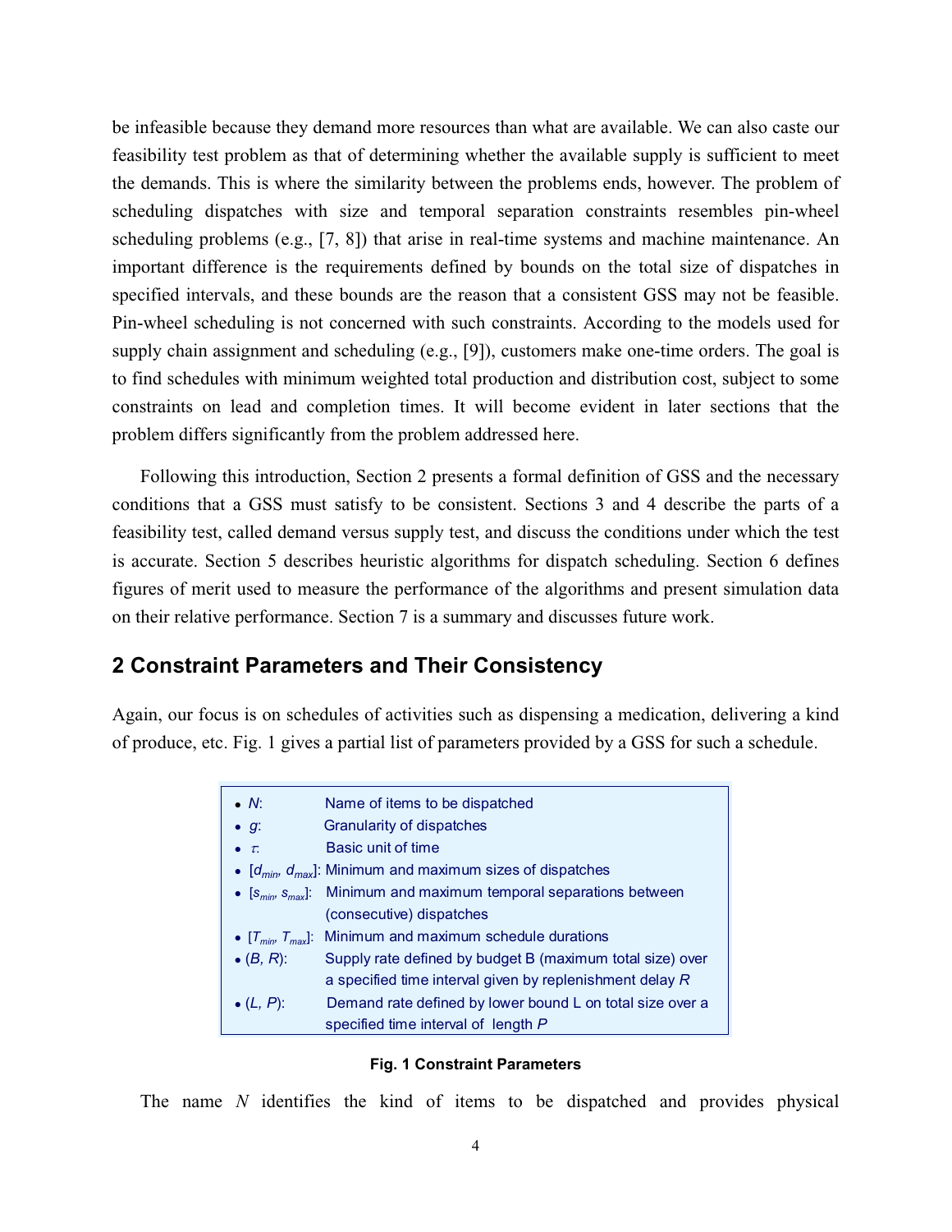be infeasible because they demand more resources than what are available. We can also caste our feasibility test problem as that of determining whether the available supply is sufficient to meet the demands. This is where the similarity between the problems ends, however. The problem of scheduling dispatches with size and temporal separation constraints resembles pin-wheel scheduling problems (e.g., [7, 8]) that arise in real-time systems and machine maintenance. An important difference is the requirements defined by bounds on the total size of dispatches in specified intervals, and these bounds are the reason that a consistent GSS may not be feasible. Pin-wheel scheduling is not concerned with such constraints. According to the models used for supply chain assignment and scheduling (e.g., [9]), customers make one-time orders. The goal is to find schedules with minimum weighted total production and distribution cost, subject to some constraints on lead and completion times. It will become evident in later sections that the problem differs significantly from the problem addressed here.

Following this introduction, Section 2 presents a formal definition of GSS and the necessary conditions that a GSS must satisfy to be consistent. Sections 3 and 4 describe the parts of a feasibility test, called demand versus supply test, and discuss the conditions under which the test is accurate. Section 5 describes heuristic algorithms for dispatch scheduling. Section 6 defines figures of merit used to measure the performance of the algorithms and present simulation data on their relative performance. Section 7 is a summary and discusses future work.

## 2 Constraint Parameters and Their Consistency

Again, our focus is on schedules of activities such as dispensing a medication, delivering a kind of produce, etc. Fig. 1 gives a partial list of parameters provided by a GSS for such a schedule.

- $N$: Name of items to be dispatched
- $g$: Granularity of dispatches
- $\tau$: Basic unit of time
- $[d_{min}, d_{max}]$: Minimum and maximum sizes of dispatches
- $[s_{min}, s_{max}]$: Minimum and maximum temporal separations between (consecutive) dispatches
- $[T_{min}, T_{max}]$: Minimum and maximum schedule durations
- $(B, R)$: Supply rate defined by budget B (maximum total size) over a specified time interval given by replenishment delay $R$
- $(L, P)$: Demand rate defined by lower bound L on total size over a specified time interval of length $P$

**Fig. 1 Constraint Parameters**

The name $N$ identifies the kind of items to be dispatched and provides physical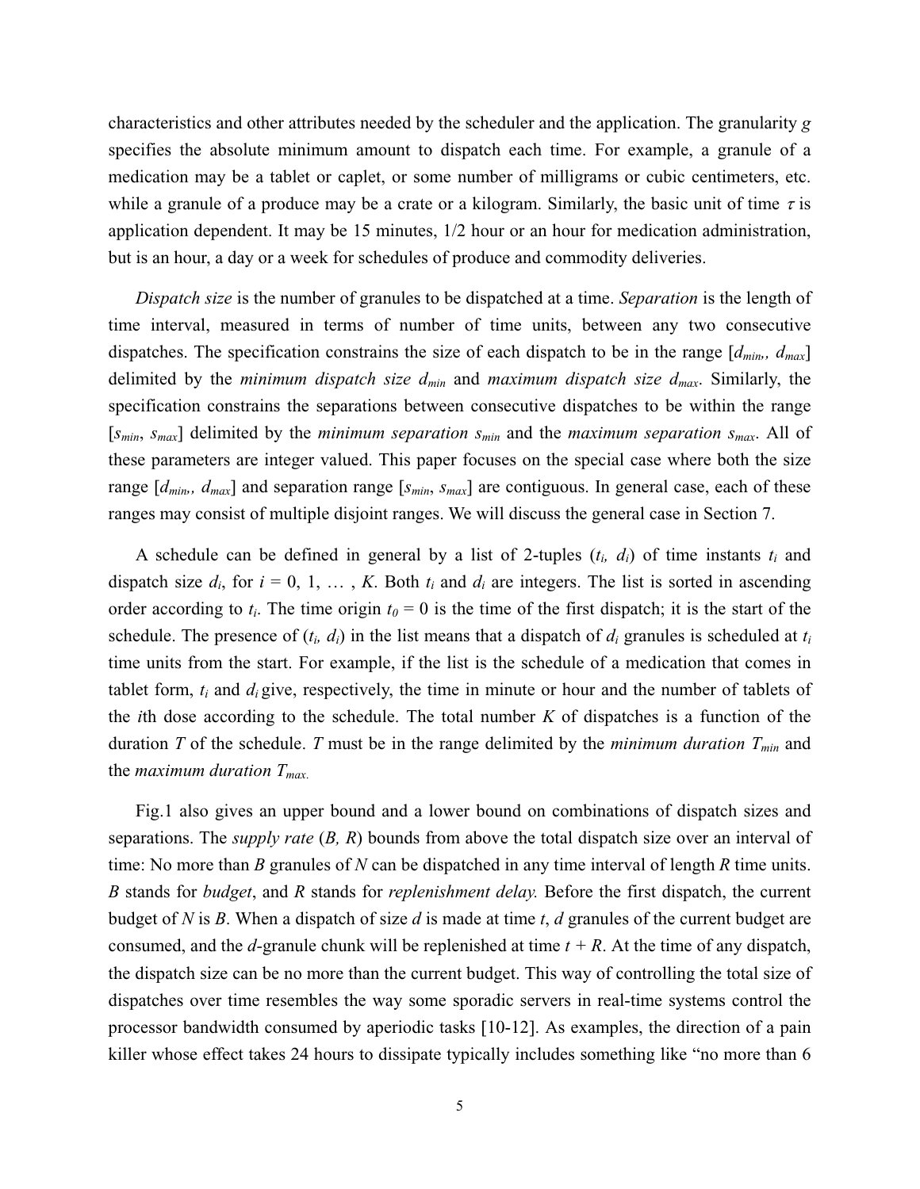characteristics and other attributes needed by the scheduler and the application. The granularity $g$ specifies the absolute minimum amount to dispatch each time. For example, a granule of a medication may be a tablet or caplet, or some number of milligrams or cubic centimeters, etc. while a granule of a produce may be a crate or a kilogram. Similarly, the basic unit of time $\tau$ is application dependent. It may be 15 minutes, 1/2 hour or an hour for medication administration, but is an hour, a day or a week for schedules of produce and commodity deliveries.

*Dispatch size* is the number of granules to be dispatched at a time. *Separation* is the length of time interval, measured in terms of number of time units, between any two consecutive dispatches. The specification constrains the size of each dispatch to be in the range $[d_{min}, d_{max}]$ delimited by the *minimum dispatch size* $d_{min}$ and *maximum dispatch size* $d_{max}$. Similarly, the specification constrains the separations between consecutive dispatches to be within the range $[s_{min}, s_{max}]$ delimited by the *minimum separation* $s_{min}$ and the *maximum separation* $s_{max}$. All of these parameters are integer valued. This paper focuses on the special case where both the size range $[d_{min}, d_{max}]$ and separation range $[s_{min}, s_{max}]$ are contiguous. In general case, each of these ranges may consist of multiple disjoint ranges. We will discuss the general case in Section 7.

A schedule can be defined in general by a list of 2-tuples $(t_i, d_i)$ of time instants $t_i$ and dispatch size $d_i$, for $i = 0, 1, \ldots, K$. Both $t_i$ and $d_i$ are integers. The list is sorted in ascending order according to $t_i$. The time origin $t_0 = 0$ is the time of the first dispatch; it is the start of the schedule. The presence of $(t_i, d_i)$ in the list means that a dispatch of $d_i$ granules is scheduled at $t_i$ time units from the start. For example, if the list is the schedule of a medication that comes in tablet form, $t_i$ and $d_i$ give, respectively, the time in minute or hour and the number of tablets of the $i$th dose according to the schedule. The total number $K$ of dispatches is a function of the duration $T$ of the schedule. $T$ must be in the range delimited by the *minimum duration* $T_{min}$ and the *maximum duration* $T_{max}$.

Fig.1 also gives an upper bound and a lower bound on combinations of dispatch sizes and separations. The *supply rate* $(B, R)$ bounds from above the total dispatch size over an interval of time: No more than $B$ granules of $N$ can be dispatched in any time interval of length $R$ time units. $B$ stands for *budget*, and $R$ stands for *replenishment delay.* Before the first dispatch, the current budget of $N$ is $B$. When a dispatch of size $d$ is made at time $t$, $d$ granules of the current budget are consumed, and the $d$-granule chunk will be replenished at time $t + R$. At the time of any dispatch, the dispatch size can be no more than the current budget. This way of controlling the total size of dispatches over time resembles the way some sporadic servers in real-time systems control the processor bandwidth consumed by aperiodic tasks [10-12]. As examples, the direction of a pain killer whose effect takes 24 hours to dissipate typically includes something like "no more than 6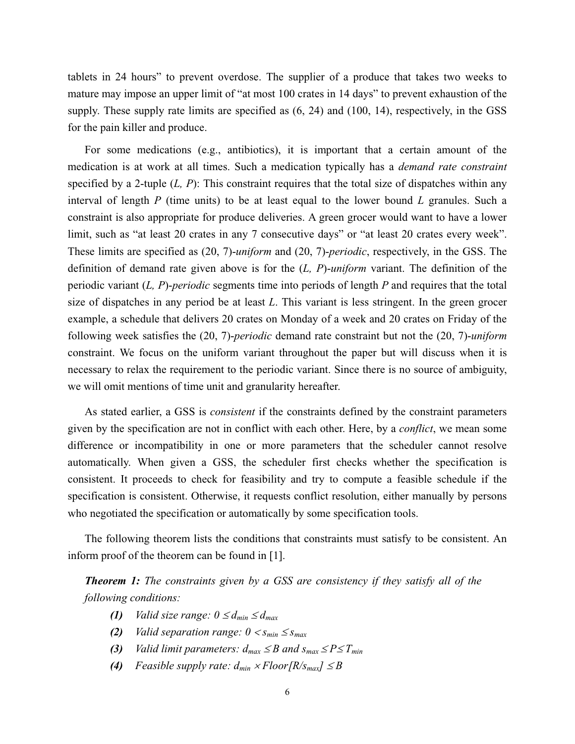tablets in 24 hours" to prevent overdose. The supplier of a produce that takes two weeks to mature may impose an upper limit of "at most 100 crates in 14 days" to prevent exhaustion of the supply. These supply rate limits are specified as (6, 24) and (100, 14), respectively, in the GSS for the pain killer and produce.

For some medications (e.g., antibiotics), it is important that a certain amount of the medication is at work at all times. Such a medication typically has a *demand rate constraint* specified by a 2-tuple ($L$, $P$): This constraint requires that the total size of dispatches within any interval of length $P$ (time units) to be at least equal to the lower bound $L$ granules. Such a constraint is also appropriate for produce deliveries. A green grocer would want to have a lower limit, such as "at least 20 crates in any 7 consecutive days" or "at least 20 crates every week". These limits are specified as (20, 7)-*uniform* and (20, 7)-*periodic*, respectively, in the GSS. The definition of demand rate given above is for the ($L$, $P$)-*uniform* variant. The definition of the periodic variant ($L$, $P$)-*periodic* segments time into periods of length $P$ and requires that the total size of dispatches in any period be at least $L$. This variant is less stringent. In the green grocer example, a schedule that delivers 20 crates on Monday of a week and 20 crates on Friday of the following week satisfies the (20, 7)-*periodic* demand rate constraint but not the (20, 7)-*uniform* constraint. We focus on the uniform variant throughout the paper but will discuss when it is necessary to relax the requirement to the periodic variant. Since there is no source of ambiguity, we will omit mentions of time unit and granularity hereafter.

As stated earlier, a GSS is *consistent* if the constraints defined by the constraint parameters given by the specification are not in conflict with each other. Here, by a *conflict*, we mean some difference or incompatibility in one or more parameters that the scheduler cannot resolve automatically. When given a GSS, the scheduler first checks whether the specification is consistent. It proceeds to check for feasibility and try to compute a feasible schedule if the specification is consistent. Otherwise, it requests conflict resolution, either manually by persons who negotiated the specification or automatically by some specification tools.

The following theorem lists the conditions that constraints must satisfy to be consistent. An inform proof of the theorem can be found in [1].

***Theorem 1:*** *The constraints given by a GSS are consistency if they satisfy all of the following conditions:*

***(1)*** *Valid size range:* $0 \leq d_{min} \leq d_{max}$

***(2)*** *Valid separation range:* $0 < s_{min} \leq s_{max}$

***(3)*** *Valid limit parameters:* $d_{max} \leq B$ *and* $s_{max} \leq P \leq T_{min}$

***(4)*** *Feasible supply rate:* $d_{min} \times Floor[R/s_{max}] \leq B$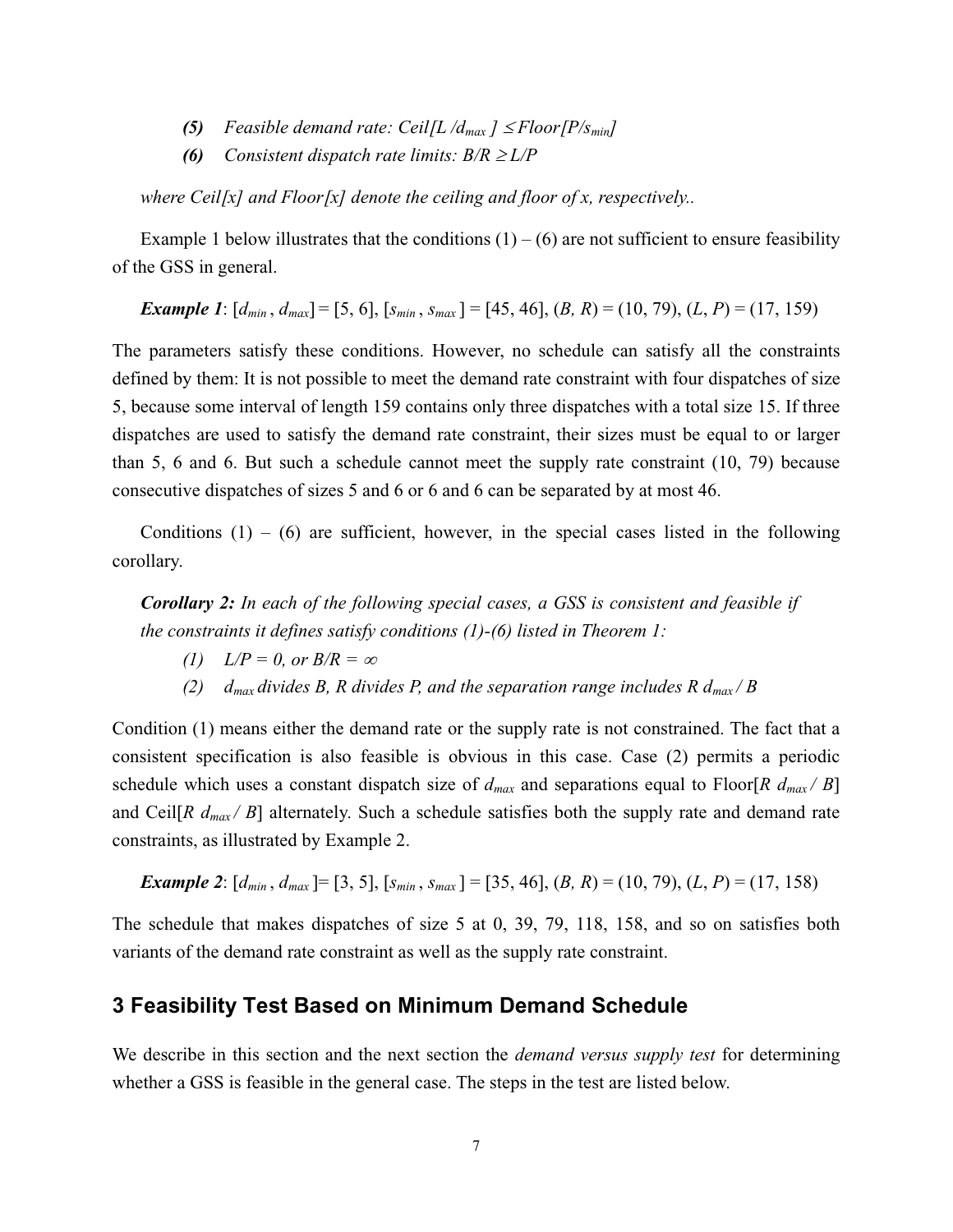- ***(5)*** *Feasible demand rate: Ceil[L /$d_{max}$ ] $\leq$ Floor[P/$s_{min}$]*
- ***(6)*** *Consistent dispatch rate limits: B/R $\geq$ L/P*

*where Ceil[x] and Floor[x] denote the ceiling and floor of x, respectively..*

Example 1 below illustrates that the conditions (1) – (6) are not sufficient to ensure feasibility of the GSS in general.

***Example 1***: [$d_{min}$ , $d_{max}$] = [5, 6], [$s_{min}$ , $s_{max}$ ] = [45, 46], (*B, R*) = (10, 79), (*L*, *P*) = (17, 159)

The parameters satisfy these conditions. However, no schedule can satisfy all the constraints defined by them: It is not possible to meet the demand rate constraint with four dispatches of size 5, because some interval of length 159 contains only three dispatches with a total size 15. If three dispatches are used to satisfy the demand rate constraint, their sizes must be equal to or larger than 5, 6 and 6. But such a schedule cannot meet the supply rate constraint (10, 79) because consecutive dispatches of sizes 5 and 6 or 6 and 6 can be separated by at most 46.

Conditions (1) – (6) are sufficient, however, in the special cases listed in the following corollary.

***Corollary 2:*** *In each of the following special cases, a GSS is consistent and feasible if the constraints it defines satisfy conditions (1)-(6) listed in Theorem 1:*

- *(1)* *L/P = 0, or B/R = $\infty$*
- *(2)* *$d_{max}$ divides B, R divides P, and the separation range includes R $d_{max}$ / B*

Condition (1) means either the demand rate or the supply rate is not constrained. The fact that a consistent specification is also feasible is obvious in this case. Case (2) permits a periodic schedule which uses a constant dispatch size of $d_{max}$ and separations equal to Floor[*R* $d_{max}$ / *B*] and Ceil[*R* $d_{max}$ / *B*] alternately. Such a schedule satisfies both the supply rate and demand rate constraints, as illustrated by Example 2.

***Example 2***: [$d_{min}$ , $d_{max}$ ]= [3, 5], [$s_{min}$ , $s_{max}$ ] = [35, 46], (*B, R*) = (10, 79), (*L*, *P*) = (17, 158)

The schedule that makes dispatches of size 5 at 0, 39, 79, 118, 158, and so on satisfies both variants of the demand rate constraint as well as the supply rate constraint.

## 3 Feasibility Test Based on Minimum Demand Schedule

We describe in this section and the next section the *demand versus supply test* for determining whether a GSS is feasible in the general case. The steps in the test are listed below.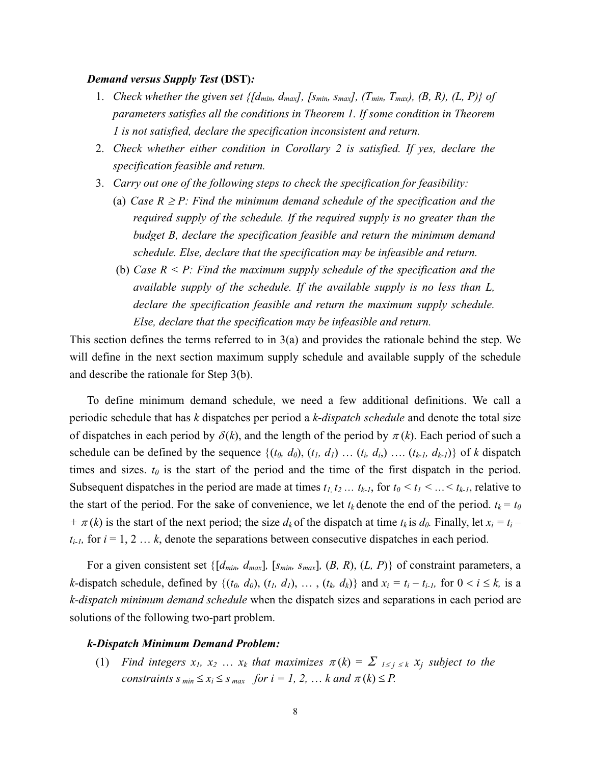***Demand versus Supply Test* (DST)*:***

1. *Check whether the given set* $\{[d_{min}, d_{max}], [s_{min}, s_{max}], (T_{min}, T_{max}), (B, R), (L, P)\}$ *of parameters satisfies all the conditions in Theorem 1. If some condition in Theorem 1 is not satisfied, declare the specification inconsistent and return.*
2. *Check whether either condition in Corollary 2 is satisfied. If yes, declare the specification feasible and return.*
3. *Carry out one of the following steps to check the specification for feasibility:*
   (a) *Case* $R \geq P$*: Find the minimum demand schedule of the specification and the required supply of the schedule. If the required supply is no greater than the budget B, declare the specification feasible and return the minimum demand schedule. Else, declare that the specification may be infeasible and return.*
   (b) *Case* $R < P$*: Find the maximum supply schedule of the specification and the available supply of the schedule. If the available supply is no less than L, declare the specification feasible and return the maximum supply schedule. Else, declare that the specification may be infeasible and return.*

This section defines the terms referred to in 3(a) and provides the rationale behind the step. We will define in the next section maximum supply schedule and available supply of the schedule and describe the rationale for Step 3(b).

To define minimum demand schedule, we need a few additional definitions. We call a periodic schedule that has $k$ dispatches per period a *k-dispatch schedule* and denote the total size of dispatches in each period by $\delta(k)$, and the length of the period by $\pi(k)$. Each period of such a schedule can be defined by the sequence $\{(t_0, d_0), (t_1, d_1) \ldots (t_i, d_i) \ldots. (t_{k-1}, d_{k-1})\}$ of $k$ dispatch times and sizes. $t_0$ is the start of the period and the time of the first dispatch in the period. Subsequent dispatches in the period are made at times $t_1, t_2 \ldots t_{k-1}$, for $t_0 < t_1 < \ldots < t_{k-1}$, relative to the start of the period. For the sake of convenience, we let $t_k$ denote the end of the period. $t_k = t_0 + \pi(k)$ is the start of the next period; the size $d_k$ of the dispatch at time $t_k$ is $d_0$. Finally, let $x_i = t_i - t_{i-1}$, for $i = 1, 2 \ldots k$, denote the separations between consecutive dispatches in each period.

For a given consistent set $\{[d_{min}, d_{max}], [s_{min}, s_{max}], (B, R), (L, P)\}$ of constraint parameters, a $k$-dispatch schedule, defined by $\{(t_0, d_0), (t_1, d_1), \ldots, (t_k, d_k)\}$ and $x_i = t_i - t_{i-1}$, for $0 < i \leq k$, is a *k-dispatch minimum demand schedule* when the dispatch sizes and separations in each period are solutions of the following two-part problem.

***k-Dispatch Minimum Demand Problem:***

(1) *Find integers* $x_1, x_2 \ldots x_k$ *that maximizes* $\pi(k) = \Sigma_{1 \leq j \leq k}\, x_j$ *subject to the constraints* $s_{min} \leq x_i \leq s_{max}$ *for* $i = 1, 2, \ldots k$ *and* $\pi(k) \leq P$.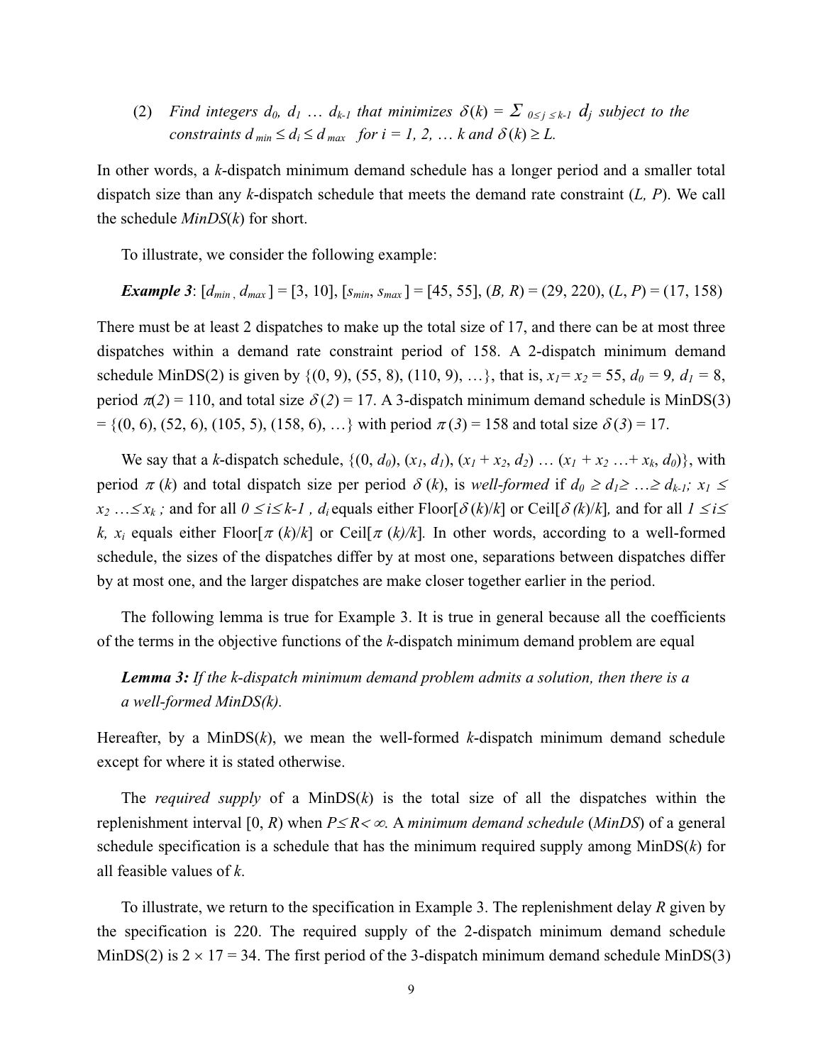(2) *Find integers $d_0$, $d_1$ … $d_{k-1}$ that minimizes $\delta(k) = \Sigma_{0\leq j\leq k-1}\, d_j$ subject to the constraints $d_{min} \leq d_i \leq d_{max}$ for i = 1, 2, … k and $\delta(k) \geq L$.*

In other words, a *k*-dispatch minimum demand schedule has a longer period and a smaller total dispatch size than any *k*-dispatch schedule that meets the demand rate constraint (*L, P*). We call the schedule *MinDS*(*k*) for short.

To illustrate, we consider the following example:

***Example 3***: $[d_{min}, d_{max}]$ = [3, 10], $[s_{min}, s_{max}]$ = [45, 55], (*B, R*) = (29, 220), (*L, P*) = (17, 158)

There must be at least 2 dispatches to make up the total size of 17, and there can be at most three dispatches within a demand rate constraint period of 158. A 2-dispatch minimum demand schedule MinDS(2) is given by {(0, 9), (55, 8), (110, 9), …}, that is, $x_1 = x_2 = 55$, $d_0 = 9$, $d_1 = 8$, period $\pi(2) = 110$, and total size $\delta(2) = 17$. A 3-dispatch minimum demand schedule is MinDS(3) = {(0, 6), (52, 6), (105, 5), (158, 6), …} with period $\pi(3) = 158$ and total size $\delta(3) = 17$.

We say that a *k*-dispatch schedule, {(0, $d_0$), ($x_1$, $d_1$), ($x_1 + x_2$, $d_2$) … ($x_1 + x_2 … + x_k$, $d_0$)}, with period $\pi(k)$ and total dispatch size per period $\delta(k)$, is *well-formed* if $d_0 \geq d_1 \geq … \geq d_{k-1}$; $x_1 \leq x_2 … \leq x_k$; and for all $0 \leq i \leq k-1$, $d_i$ equals either Floor[$\delta(k)/k$] or Ceil[$\delta(k)/k$], and for all $1 \leq i \leq k$, $x_i$ equals either Floor[$\pi(k)/k$] or Ceil[$\pi(k)/k$]. In other words, according to a well-formed schedule, the sizes of the dispatches differ by at most one, separations between dispatches differ by at most one, and the larger dispatches are make closer together earlier in the period.

The following lemma is true for Example 3. It is true in general because all the coefficients of the terms in the objective functions of the *k*-dispatch minimum demand problem are equal

***Lemma 3:*** *If the k-dispatch minimum demand problem admits a solution, then there is a a well-formed MinDS(k).*

Hereafter, by a MinDS(*k*), we mean the well-formed *k*-dispatch minimum demand schedule except for where it is stated otherwise.

The *required supply* of a MinDS(*k*) is the total size of all the dispatches within the replenishment interval [0, *R*) when $P \leq R < \infty$. A *minimum demand schedule* (*MinDS*) of a general schedule specification is a schedule that has the minimum required supply among MinDS(*k*) for all feasible values of *k*.

To illustrate, we return to the specification in Example 3. The replenishment delay *R* given by the specification is 220. The required supply of the 2-dispatch minimum demand schedule MinDS(2) is 2 × 17 = 34. The first period of the 3-dispatch minimum demand schedule MinDS(3)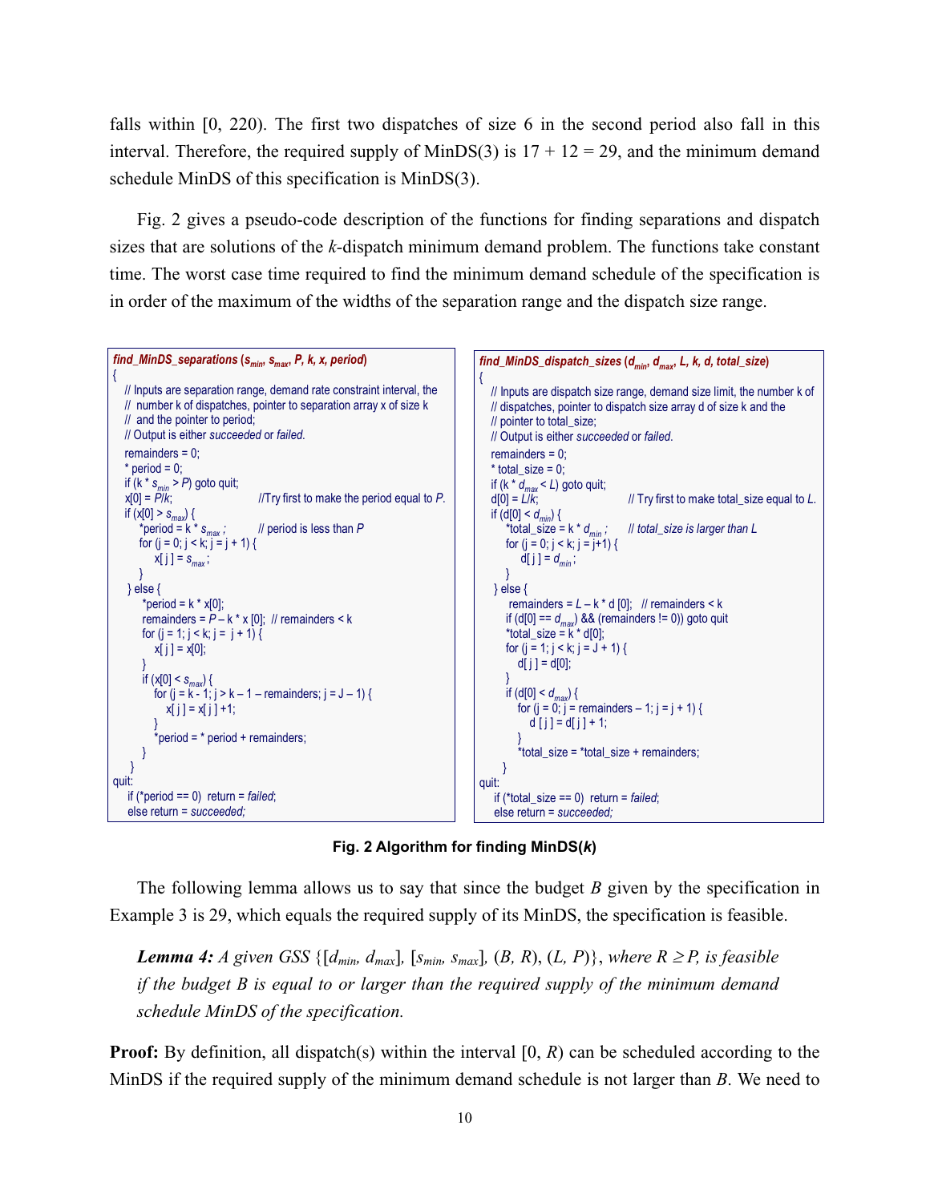falls within [0, 220). The first two dispatches of size 6 in the second period also fall in this interval. Therefore, the required supply of MinDS(3) is 17 + 12 = 29, and the minimum demand schedule MinDS of this specification is MinDS(3).

Fig. 2 gives a pseudo-code description of the functions for finding separations and dispatch sizes that are solutions of the *k*-dispatch minimum demand problem. The functions take constant time. The worst case time required to find the minimum demand schedule of the specification is in order of the maximum of the widths of the separation range and the dispatch size range.

```
find_MinDS_separations (s_min, s_max, P, k, x, period)
{
    // Inputs are separation range, demand rate constraint interval, the
    //  number k of dispatches, pointer to separation array x of size k
    //  and the pointer to period;
    // Output is either succeeded or failed.
    remainders = 0;
    * period = 0;
    if (k * s_min > P) goto quit;
    x[0] = P/k;                          //Try first to make the period equal to P.
    if (x[0] > s_max) {
        *period = k * s_max ;            // period is less than P
        for (j = 0; j < k; j = j + 1) {
            x[ j ] = s_max ;
        }
    } else {
        *period = k * x[0];
        remainders = P – k * x [0];  // remainders < k
        for (j = 1; j < k; j =  j + 1) {
            x[ j ] = x[0];
        }
        if (x[0] < s_max) {
            for (j = k - 1; j > k – 1 – remainders; j = J – 1) {
                x[ j ] = x[ j ] +1;
            }
            *period = * period + remainders;
        }
    }
quit:
    if (*period == 0)  return = failed;
    else return = succeeded;
```

```
find_MinDS_dispatch_sizes (d_min, d_max, L, k, d, total_size)
{
    // Inputs are dispatch size range, demand size limit, the number k of
    // dispatches, pointer to dispatch size array d of size k and the
    // pointer to total_size;
    // Output is either succeeded or failed.
    remainders = 0;
    * total_size = 0;
    if (k * d_max < L) goto quit;
    d[0] = L/k;                          // Try first to make total_size equal to L.
    if (d[0] < d_min) {
        *total_size = k * d_min ;        // total_size is larger than L
        for (j = 0; j < k; j = j+1) {
            d[ j ] = d_min ;
        }
    } else {
        remainders = L – k * d [0];   // remainders < k
        if (d[0] == d_max) && (remainders != 0)) goto quit
        *total_size = k * d[0];
        for (j = 1; j < k; j = J + 1) {
            d[ j ] = d[0];
        }
        if (d[0] < d_max) {
            for (j = 0; j = remainders – 1; j = j + 1) {
                d [ j ] = d[ j ] + 1;
            }
            *total_size = *total_size + remainders;
        }
    }
quit:
    if (*total_size == 0)  return = failed;
    else return = succeeded;
```

**Fig. 2 Algorithm for finding MinDS(*k*)**

The following lemma allows us to say that since the budget *B* given by the specification in Example 3 is 29, which equals the required supply of its MinDS, the specification is feasible.

***Lemma 4:*** *A given GSS* $\{[d_{min}, d_{max}], [s_{min}, s_{max}], (B, R), (L, P)\}$, *where* $R \geq P$, *is feasible if the budget B is equal to or larger than the required supply of the minimum demand schedule MinDS of the specification.*

**Proof:** By definition, all dispatch(s) within the interval [0, *R*) can be scheduled according to the MinDS if the required supply of the minimum demand schedule is not larger than *B*. We need to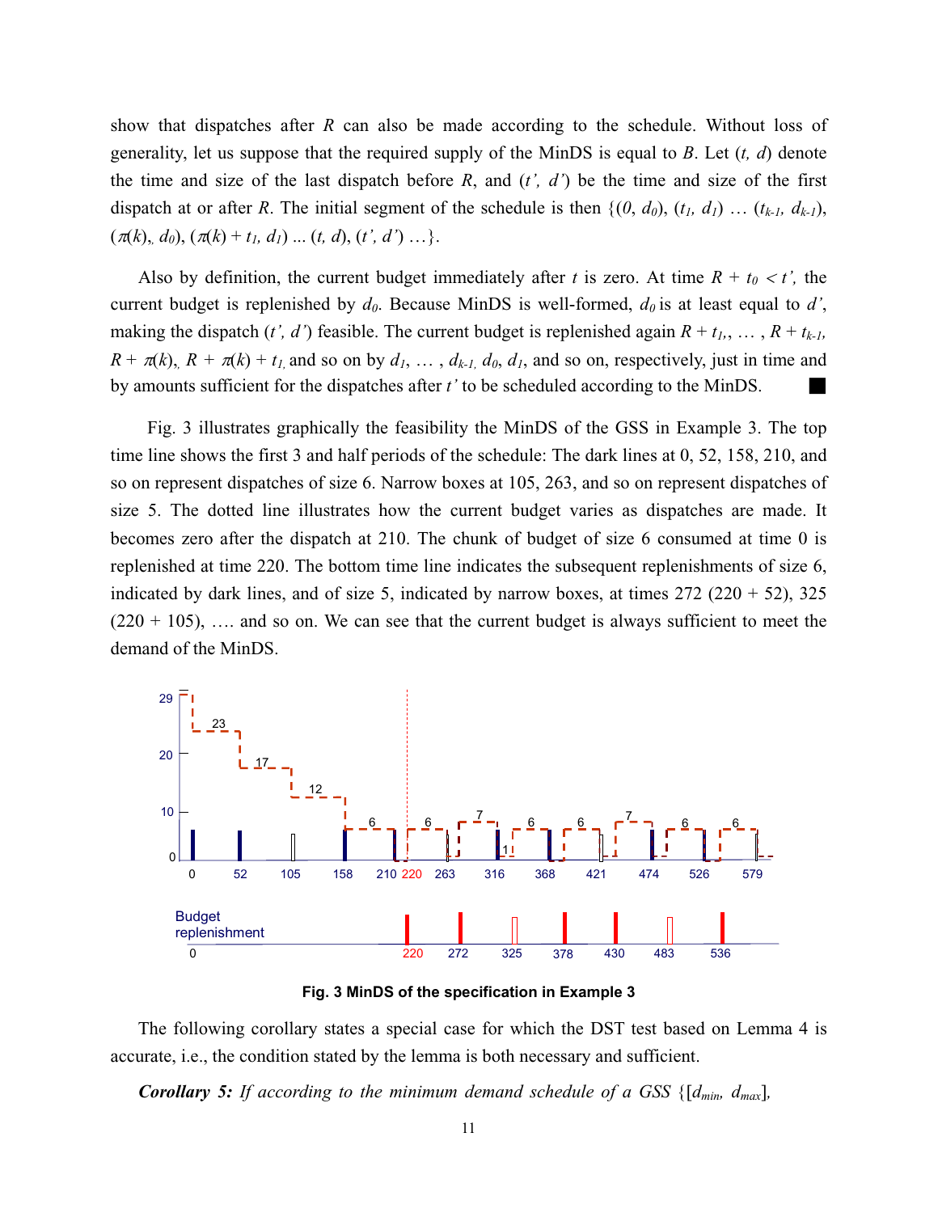show that dispatches after $R$ can also be made according to the schedule. Without loss of generality, let us suppose that the required supply of the MinDS is equal to $B$. Let $(t, d)$ denote the time and size of the last dispatch before $R$, and $(t', d')$ be the time and size of the first dispatch at or after $R$. The initial segment of the schedule is then $\{(0, d_0), (t_1, d_1) \ldots (t_{k-1}, d_{k-1}), (\pi(k), d_0), (\pi(k) + t_1, d_1) \ldots (t, d), (t', d') \ldots\}$.

Also by definition, the current budget immediately after $t$ is zero. At time $R + t_0 < t'$, the current budget is replenished by $d_0$. Because MinDS is well-formed, $d_0$ is at least equal to $d'$, making the dispatch $(t', d')$ feasible. The current budget is replenished again $R + t_1, \ldots, R + t_{k-1}, R + \pi(k), R + \pi(k) + t_1$ and so on by $d_1, \ldots, d_{k-1}, d_0, d_1$, and so on, respectively, just in time and by amounts sufficient for the dispatches after $t'$ to be scheduled according to the MinDS. ■

Fig. 3 illustrates graphically the feasibility the MinDS of the GSS in Example 3. The top time line shows the first 3 and half periods of the schedule: The dark lines at 0, 52, 158, 210, and so on represent dispatches of size 6. Narrow boxes at 105, 263, and so on represent dispatches of size 5. The dotted line illustrates how the current budget varies as dispatches are made. It becomes zero after the dispatch at 210. The chunk of budget of size 6 consumed at time 0 is replenished at time 220. The bottom time line indicates the subsequent replenishments of size 6, indicated by dark lines, and of size 5, indicated by narrow boxes, at times 272 (220 + 52), 325 (220 + 105), …. and so on. We can see that the current budget is always sufficient to meet the demand of the MinDS.

**Fig. 3 MinDS of the specification in Example 3**

The following corollary states a special case for which the DST test based on Lemma 4 is accurate, i.e., the condition stated by the lemma is both necessary and sufficient.

***Corollary 5:*** *If according to the minimum demand schedule of a GSS* $\{[d_{min}, d_{max}],$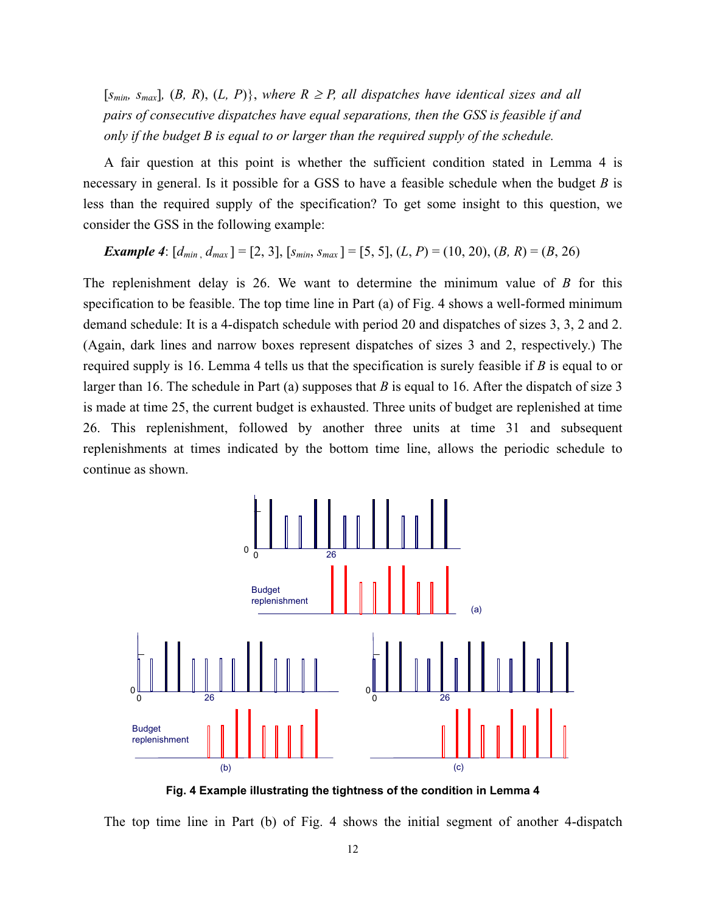*[$s_{min}$, $s_{max}$], ($B$, $R$), ($L$, $P$)}, where $R \geq P$, all dispatches have identical sizes and all pairs of consecutive dispatches have equal separations, then the GSS is feasible if and only if the budget $B$ is equal to or larger than the required supply of the schedule.*

A fair question at this point is whether the sufficient condition stated in Lemma 4 is necessary in general. Is it possible for a GSS to have a feasible schedule when the budget $B$ is less than the required supply of the specification? To get some insight to this question, we consider the GSS in the following example:

***Example 4***: [$d_{min}$, $d_{max}$] = [2, 3], [$s_{min}$, $s_{max}$] = [5, 5], ($L$, $P$) = (10, 20), ($B$, $R$) = ($B$, 26)

The replenishment delay is 26. We want to determine the minimum value of $B$ for this specification to be feasible. The top time line in Part (a) of Fig. 4 shows a well-formed minimum demand schedule: It is a 4-dispatch schedule with period 20 and dispatches of sizes 3, 3, 2 and 2. (Again, dark lines and narrow boxes represent dispatches of sizes 3 and 2, respectively.) The required supply is 16. Lemma 4 tells us that the specification is surely feasible if $B$ is equal to or larger than 16. The schedule in Part (a) supposes that $B$ is equal to 16. After the dispatch of size 3 is made at time 25, the current budget is exhausted. Three units of budget are replenished at time 26. This replenishment, followed by another three units at time 31 and subsequent replenishments at times indicated by the bottom time line, allows the periodic schedule to continue as shown.

**Fig. 4 Example illustrating the tightness of the condition in Lemma 4**

The top time line in Part (b) of Fig. 4 shows the initial segment of another 4-dispatch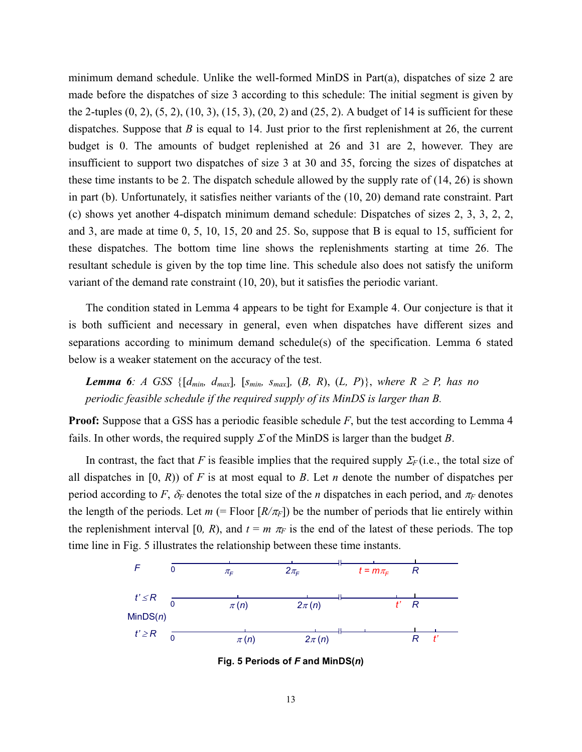minimum demand schedule. Unlike the well-formed MinDS in Part(a), dispatches of size 2 are made before the dispatches of size 3 according to this schedule: The initial segment is given by the 2-tuples (0, 2), (5, 2), (10, 3), (15, 3), (20, 2) and (25, 2). A budget of 14 is sufficient for these dispatches. Suppose that $B$ is equal to 14. Just prior to the first replenishment at 26, the current budget is 0. The amounts of budget replenished at 26 and 31 are 2, however. They are insufficient to support two dispatches of size 3 at 30 and 35, forcing the sizes of dispatches at these time instants to be 2. The dispatch schedule allowed by the supply rate of (14, 26) is shown in part (b). Unfortunately, it satisfies neither variants of the (10, 20) demand rate constraint. Part (c) shows yet another 4-dispatch minimum demand schedule: Dispatches of sizes 2, 3, 3, 2, 2, and 3, are made at time 0, 5, 10, 15, 20 and 25. So, suppose that B is equal to 15, sufficient for these dispatches. The bottom time line shows the replenishments starting at time 26. The resultant schedule is given by the top time line. This schedule also does not satisfy the uniform variant of the demand rate constraint (10, 20), but it satisfies the periodic variant.

The condition stated in Lemma 4 appears to be tight for Example 4. Our conjecture is that it is both sufficient and necessary in general, even when dispatches have different sizes and separations according to minimum demand schedule(s) of the specification. Lemma 6 stated below is a weaker statement on the accuracy of the test.

***Lemma 6****: A GSS {[$d_{min}$, $d_{max}$], [$s_{min}$, $s_{max}$], ($B$, $R$), ($L$, $P$)}, where $R \geq P$, has no periodic feasible schedule if the required supply of its MinDS is larger than B.*

**Proof:** Suppose that a GSS has a periodic feasible schedule $F$, but the test according to Lemma 4 fails. In other words, the required supply $\Sigma$ of the MinDS is larger than the budget $B$.

In contrast, the fact that $F$ is feasible implies that the required supply $\Sigma_F$ (i.e., the total size of all dispatches in [0, $R$)) of $F$ is at most equal to $B$. Let $n$ denote the number of dispatches per period according to $F$, $\delta_F$ denotes the total size of the $n$ dispatches in each period, and $\pi_F$ denotes the length of the periods. Let $m$ (= Floor [$R/\pi_F$]) be the number of periods that lie entirely within the replenishment interval [0, $R$), and $t = m\ \pi_F$ is the end of the latest of these periods. The top time line in Fig. 5 illustrates the relationship between these time instants.

**Fig. 5 Periods of *F* and MinDS(*n*)**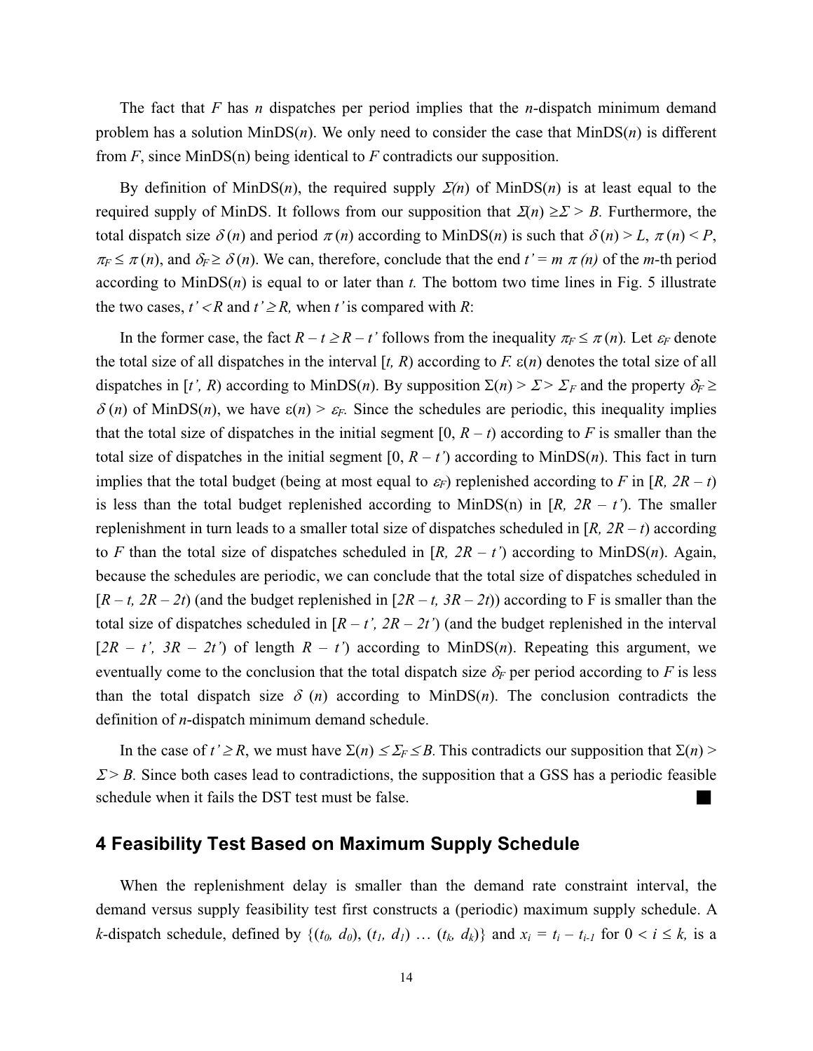The fact that $F$ has $n$ dispatches per period implies that the $n$-dispatch minimum demand problem has a solution MinDS($n$). We only need to consider the case that MinDS($n$) is different from $F$, since MinDS(n) being identical to $F$ contradicts our supposition.

By definition of MinDS($n$), the required supply $\Sigma(n)$ of MinDS($n$) is at least equal to the required supply of MinDS. It follows from our supposition that $\Sigma(n) \geq \Sigma > B$. Furthermore, the total dispatch size $\delta(n)$ and period $\pi(n)$ according to MinDS($n$) is such that $\delta(n) > L$, $\pi(n) < P$, $\pi_F \leq \pi(n)$, and $\delta_F \geq \delta(n)$. We can, therefore, conclude that the end $t' = m\ \pi(n)$ of the $m$-th period according to MinDS($n$) is equal to or later than $t$. The bottom two time lines in Fig. 5 illustrate the two cases, $t' < R$ and $t' \geq R$, when $t'$ is compared with $R$:

In the former case, the fact $R - t \geq R - t'$ follows from the inequality $\pi_F \leq \pi(n)$. Let $\varepsilon_F$ denote the total size of all dispatches in the interval $[t, R)$ according to $F$. $\varepsilon(n)$ denotes the total size of all dispatches in $[t', R)$ according to MinDS($n$). By supposition $\Sigma(n) > \Sigma > \Sigma_F$ and the property $\delta_F \geq \delta(n)$ of MinDS($n$), we have $\varepsilon(n) > \varepsilon_F$. Since the schedules are periodic, this inequality implies that the total size of dispatches in the initial segment $[0, R - t)$ according to $F$ is smaller than the total size of dispatches in the initial segment $[0, R - t')$ according to MinDS($n$). This fact in turn implies that the total budget (being at most equal to $\varepsilon_F$) replenished according to $F$ in $[R, 2R - t)$ is less than the total budget replenished according to MinDS(n) in $[R, 2R - t')$. The smaller replenishment in turn leads to a smaller total size of dispatches scheduled in $[R, 2R - t)$ according to $F$ than the total size of dispatches scheduled in $[R, 2R - t')$ according to MinDS($n$). Again, because the schedules are periodic, we can conclude that the total size of dispatches scheduled in $[R - t, 2R - 2t)$ (and the budget replenished in $[2R - t, 3R - 2t)$) according to F is smaller than the total size of dispatches scheduled in $[R - t', 2R - 2t')$ (and the budget replenished in the interval $[2R - t', 3R - 2t')$ of length $R - t'$) according to MinDS($n$). Repeating this argument, we eventually come to the conclusion that the total dispatch size $\delta_F$ per period according to $F$ is less than the total dispatch size $\delta(n)$ according to MinDS($n$). The conclusion contradicts the definition of $n$-dispatch minimum demand schedule.

In the case of $t' \geq R$, we must have $\Sigma(n) \leq \Sigma_F \leq B$. This contradicts our supposition that $\Sigma(n) > \Sigma > B$. Since both cases lead to contradictions, the supposition that a GSS has a periodic feasible schedule when it fails the DST test must be false. ■

## 4 Feasibility Test Based on Maximum Supply Schedule

When the replenishment delay is smaller than the demand rate constraint interval, the demand versus supply feasibility test first constructs a (periodic) maximum supply schedule. A $k$-dispatch schedule, defined by $\{(t_0, d_0), (t_1, d_1) \ldots (t_k, d_k)\}$ and $x_i = t_i - t_{i-1}$ for $0 < i \leq k$, is a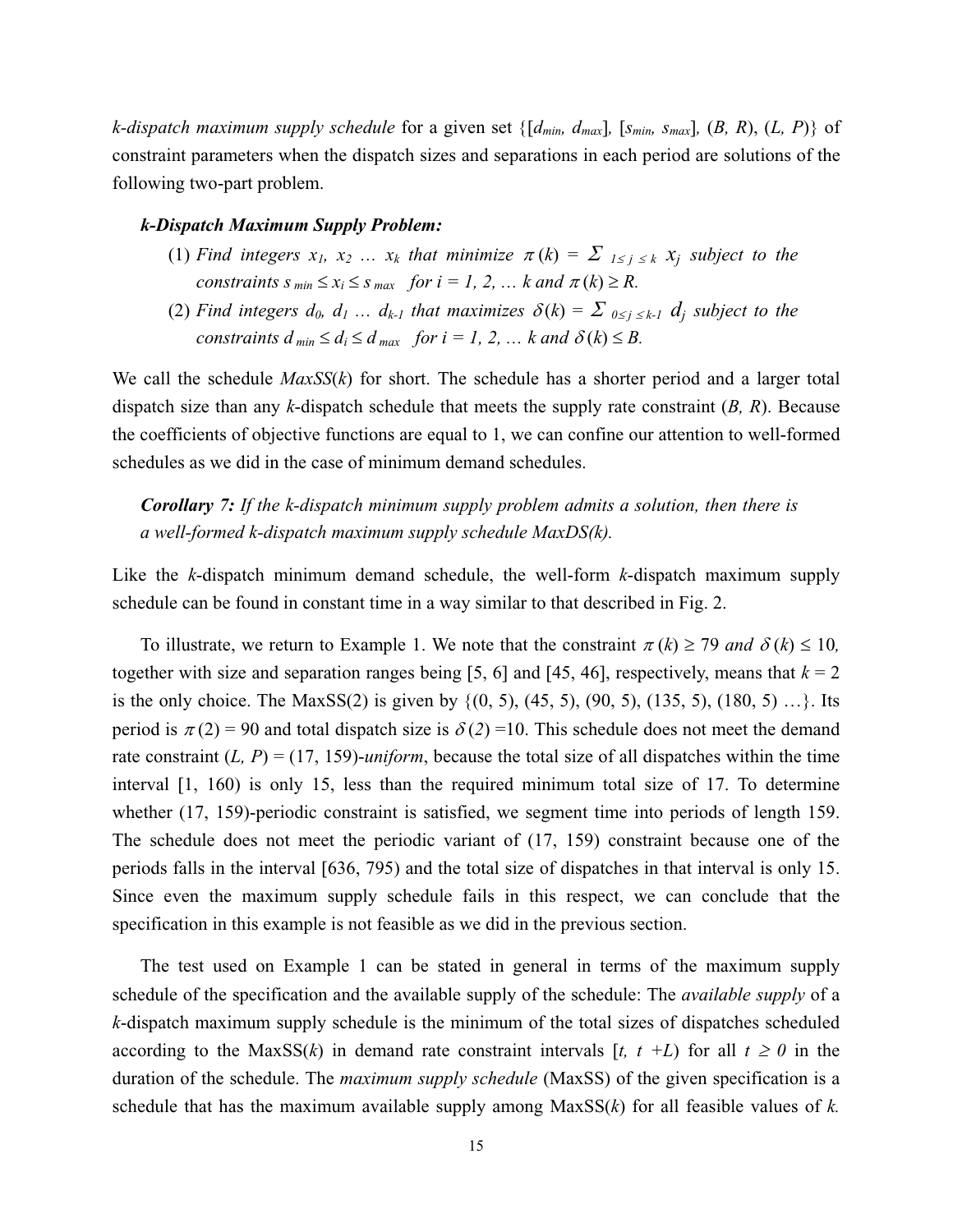*k-dispatch maximum supply schedule* for a given set $\{[d_{min}, d_{max}], [s_{min}, s_{max}], (B, R), (L, P)\}$ of constraint parameters when the dispatch sizes and separations in each period are solutions of the following two-part problem.

***k-Dispatch Maximum Supply Problem:***

(1) *Find integers $x_1, x_2 \ldots x_k$ that minimize $\pi(k) = \Sigma_{1 \leq j \leq k} x_j$ subject to the constraints $s_{min} \leq x_i \leq s_{max}$ for $i = 1, 2, \ldots k$ and $\pi(k) \geq R$.*

(2) *Find integers $d_0, d_1 \ldots d_{k-1}$ that maximizes $\delta(k) = \Sigma_{0 \leq j \leq k-1} d_j$ subject to the constraints $d_{min} \leq d_i \leq d_{max}$ for $i = 1, 2, \ldots k$ and $\delta(k) \leq B$.*

We call the schedule *MaxSS*($k$) for short. The schedule has a shorter period and a larger total dispatch size than any $k$-dispatch schedule that meets the supply rate constraint ($B$, $R$). Because the coefficients of objective functions are equal to 1, we can confine our attention to well-formed schedules as we did in the case of minimum demand schedules.

***Corollary 7:*** *If the k-dispatch minimum supply problem admits a solution, then there is a well-formed k-dispatch maximum supply schedule MaxDS(k).*

Like the $k$-dispatch minimum demand schedule, the well-form $k$-dispatch maximum supply schedule can be found in constant time in a way similar to that described in Fig. 2.

To illustrate, we return to Example 1. We note that the constraint $\pi(k) \geq 79$ *and* $\delta(k) \leq 10$, together with size and separation ranges being [5, 6] and [45, 46], respectively, means that $k = 2$ is the only choice. The MaxSS(2) is given by {(0, 5), (45, 5), (90, 5), (135, 5), (180, 5) …}. Its period is $\pi(2) = 90$ and total dispatch size is $\delta(2) = 10$. This schedule does not meet the demand rate constraint ($L$, $P$) = (17, 159)-*uniform*, because the total size of all dispatches within the time interval [1, 160) is only 15, less than the required minimum total size of 17. To determine whether (17, 159)-periodic constraint is satisfied, we segment time into periods of length 159. The schedule does not meet the periodic variant of (17, 159) constraint because one of the periods falls in the interval [636, 795) and the total size of dispatches in that interval is only 15. Since even the maximum supply schedule fails in this respect, we can conclude that the specification in this example is not feasible as we did in the previous section.

The test used on Example 1 can be stated in general in terms of the maximum supply schedule of the specification and the available supply of the schedule: The *available supply* of a $k$-dispatch maximum supply schedule is the minimum of the total sizes of dispatches scheduled according to the MaxSS($k$) in demand rate constraint intervals $[t, t+L)$ for all $t \geq 0$ in the duration of the schedule. The *maximum supply schedule* (MaxSS) of the given specification is a schedule that has the maximum available supply among MaxSS($k$) for all feasible values of $k$.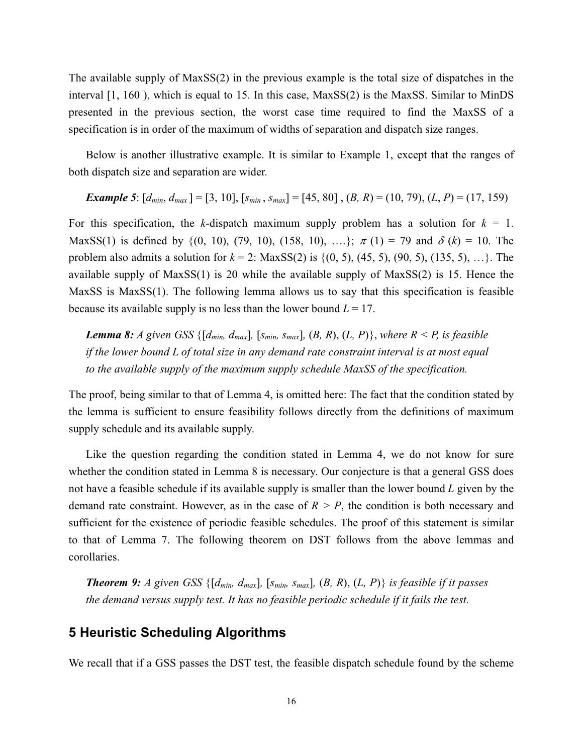The available supply of MaxSS(2) in the previous example is the total size of dispatches in the interval [1, 160 ), which is equal to 15. In this case, MaxSS(2) is the MaxSS. Similar to MinDS presented in the previous section, the worst case time required to find the MaxSS of a specification is in order of the maximum of widths of separation and dispatch size ranges.

Below is another illustrative example. It is similar to Example 1, except that the ranges of both dispatch size and separation are wider.

***Example 5***: $[d_{min}, d_{max}] = [3, 10]$, $[s_{min}, s_{max}] = [45, 80]$ , $(B, R) = (10, 79)$, $(L, P) = (17, 159)$

For this specification, the $k$-dispatch maximum supply problem has a solution for $k = 1$. MaxSS(1) is defined by {(0, 10), (79, 10), (158, 10), ….}; $\pi(1) = 79$ and $\delta(k) = 10$. The problem also admits a solution for $k = 2$: MaxSS(2) is {(0, 5), (45, 5), (90, 5), (135, 5), …}. The available supply of MaxSS(1) is 20 while the available supply of MaxSS(2) is 15. Hence the MaxSS is MaxSS(1). The following lemma allows us to say that this specification is feasible because its available supply is no less than the lower bound $L = 17$.

> ***Lemma 8:*** *A given GSS* $\{[d_{min}, d_{max}], [s_{min}, s_{max}], (B, R), (L, P)\}$, *where* $R < P$, *is feasible if the lower bound L of total size in any demand rate constraint interval is at most equal to the available supply of the maximum supply schedule MaxSS of the specification.*

The proof, being similar to that of Lemma 4, is omitted here: The fact that the condition stated by the lemma is sufficient to ensure feasibility follows directly from the definitions of maximum supply schedule and its available supply.

Like the question regarding the condition stated in Lemma 4, we do not know for sure whether the condition stated in Lemma 8 is necessary. Our conjecture is that a general GSS does not have a feasible schedule if its available supply is smaller than the lower bound $L$ given by the demand rate constraint. However, as in the case of $R > P$, the condition is both necessary and sufficient for the existence of periodic feasible schedules. The proof of this statement is similar to that of Lemma 7. The following theorem on DST follows from the above lemmas and corollaries.

> ***Theorem 9:*** *A given GSS* $\{[d_{min}, d_{max}], [s_{min}, s_{max}], (B, R), (L, P)\}$ *is feasible if it passes the demand versus supply test. It has no feasible periodic schedule if it fails the test.*

## 5 Heuristic Scheduling Algorithms

We recall that if a GSS passes the DST test, the feasible dispatch schedule found by the scheme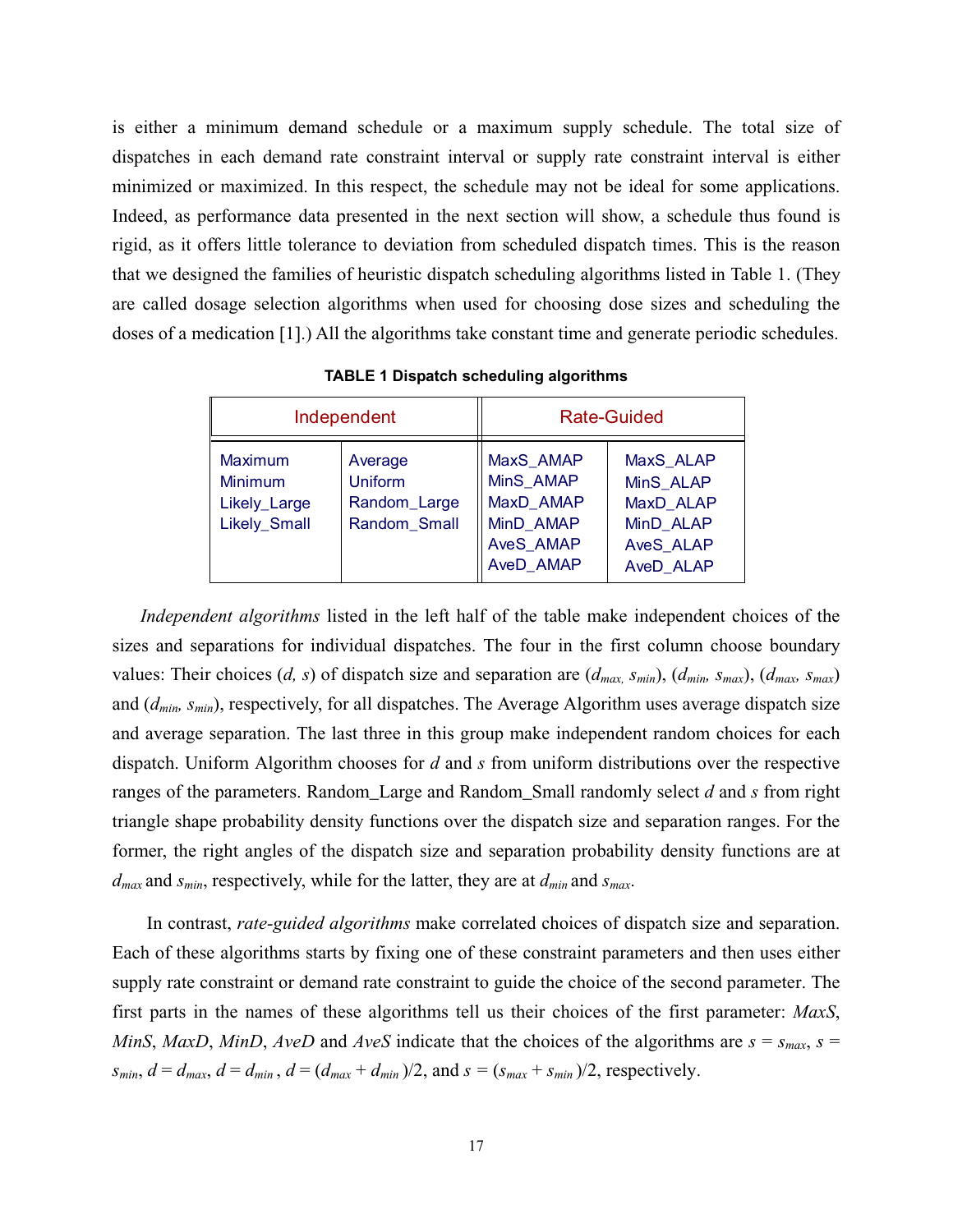is either a minimum demand schedule or a maximum supply schedule. The total size of dispatches in each demand rate constraint interval or supply rate constraint interval is either minimized or maximized. In this respect, the schedule may not be ideal for some applications. Indeed, as performance data presented in the next section will show, a schedule thus found is rigid, as it offers little tolerance to deviation from scheduled dispatch times. This is the reason that we designed the families of heuristic dispatch scheduling algorithms listed in Table 1. (They are called dosage selection algorithms when used for choosing dose sizes and scheduling the doses of a medication [1].) All the algorithms take constant time and generate periodic schedules.

**TABLE 1 Dispatch scheduling algorithms**

| Independent | | Rate-Guided | |
|---|---|---|---|
| Maximum | Average | MaxS_AMAP | MaxS_ALAP |
| Minimum | Uniform | MinS_AMAP | MinS_ALAP |
| Likely_Large | Random_Large | MaxD_AMAP | MaxD_ALAP |
| Likely_Small | Random_Small | MinD_AMAP | MinD_ALAP |
| | | AveS_AMAP | AveS_ALAP |
| | | AveD_AMAP | AveD_ALAP |

*Independent algorithms* listed in the left half of the table make independent choices of the sizes and separations for individual dispatches. The four in the first column choose boundary values: Their choices ($d$, $s$) of dispatch size and separation are ($d_{max}$, $s_{min}$), ($d_{min}$, $s_{max}$), ($d_{max}$, $s_{max}$) and ($d_{min}$, $s_{min}$), respectively, for all dispatches. The Average Algorithm uses average dispatch size and average separation. The last three in this group make independent random choices for each dispatch. Uniform Algorithm chooses for $d$ and $s$ from uniform distributions over the respective ranges of the parameters. Random_Large and Random_Small randomly select $d$ and $s$ from right triangle shape probability density functions over the dispatch size and separation ranges. For the former, the right angles of the dispatch size and separation probability density functions are at $d_{max}$ and $s_{min}$, respectively, while for the latter, they are at $d_{min}$ and $s_{max}$.

In contrast, *rate-guided algorithms* make correlated choices of dispatch size and separation. Each of these algorithms starts by fixing one of these constraint parameters and then uses either supply rate constraint or demand rate constraint to guide the choice of the second parameter. The first parts in the names of these algorithms tell us their choices of the first parameter: *MaxS*, *MinS*, *MaxD*, *MinD*, *AveD* and *AveS* indicate that the choices of the algorithms are $s = s_{max}$, $s = s_{min}$, $d = d_{max}$, $d = d_{min}$, $d = (d_{max} + d_{min})/2$, and $s = (s_{max} + s_{min})/2$, respectively.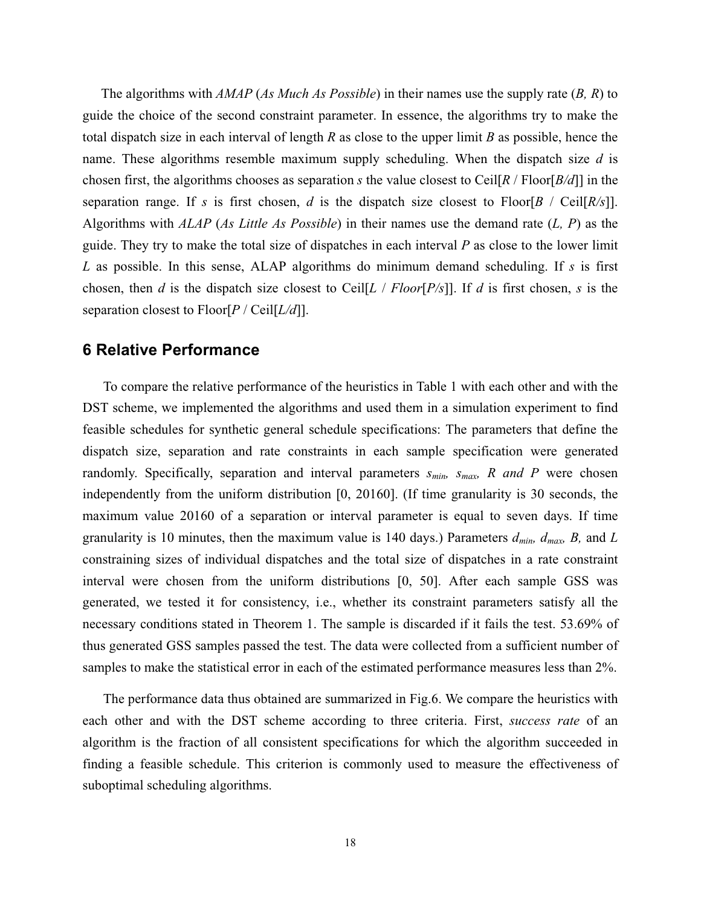The algorithms with *AMAP* (*As Much As Possible*) in their names use the supply rate ($B$, $R$) to guide the choice of the second constraint parameter. In essence, the algorithms try to make the total dispatch size in each interval of length $R$ as close to the upper limit $B$ as possible, hence the name. These algorithms resemble maximum supply scheduling. When the dispatch size $d$ is chosen first, the algorithms chooses as separation $s$ the value closest to Ceil[$R$ / Floor[$B/d$]] in the separation range. If $s$ is first chosen, $d$ is the dispatch size closest to Floor[$B$ / Ceil[$R/s$]]. Algorithms with *ALAP* (*As Little As Possible*) in their names use the demand rate ($L$, $P$) as the guide. They try to make the total size of dispatches in each interval $P$ as close to the lower limit $L$ as possible. In this sense, ALAP algorithms do minimum demand scheduling. If $s$ is first chosen, then $d$ is the dispatch size closest to Ceil[$L$ / *Floor*[$P/s$]]. If $d$ is first chosen, $s$ is the separation closest to Floor[$P$ / Ceil[$L/d$]].

## 6 Relative Performance

To compare the relative performance of the heuristics in Table 1 with each other and with the DST scheme, we implemented the algorithms and used them in a simulation experiment to find feasible schedules for synthetic general schedule specifications: The parameters that define the dispatch size, separation and rate constraints in each sample specification were generated randomly. Specifically, separation and interval parameters $s_{min}$, $s_{max}$, $R$ and $P$ were chosen independently from the uniform distribution [0, 20160]. (If time granularity is 30 seconds, the maximum value 20160 of a separation or interval parameter is equal to seven days. If time granularity is 10 minutes, then the maximum value is 140 days.) Parameters $d_{min}$, $d_{max}$, $B$, and $L$ constraining sizes of individual dispatches and the total size of dispatches in a rate constraint interval were chosen from the uniform distributions [0, 50]. After each sample GSS was generated, we tested it for consistency, i.e., whether its constraint parameters satisfy all the necessary conditions stated in Theorem 1. The sample is discarded if it fails the test. 53.69% of thus generated GSS samples passed the test. The data were collected from a sufficient number of samples to make the statistical error in each of the estimated performance measures less than 2%.

The performance data thus obtained are summarized in Fig.6. We compare the heuristics with each other and with the DST scheme according to three criteria. First, *success rate* of an algorithm is the fraction of all consistent specifications for which the algorithm succeeded in finding a feasible schedule. This criterion is commonly used to measure the effectiveness of suboptimal scheduling algorithms.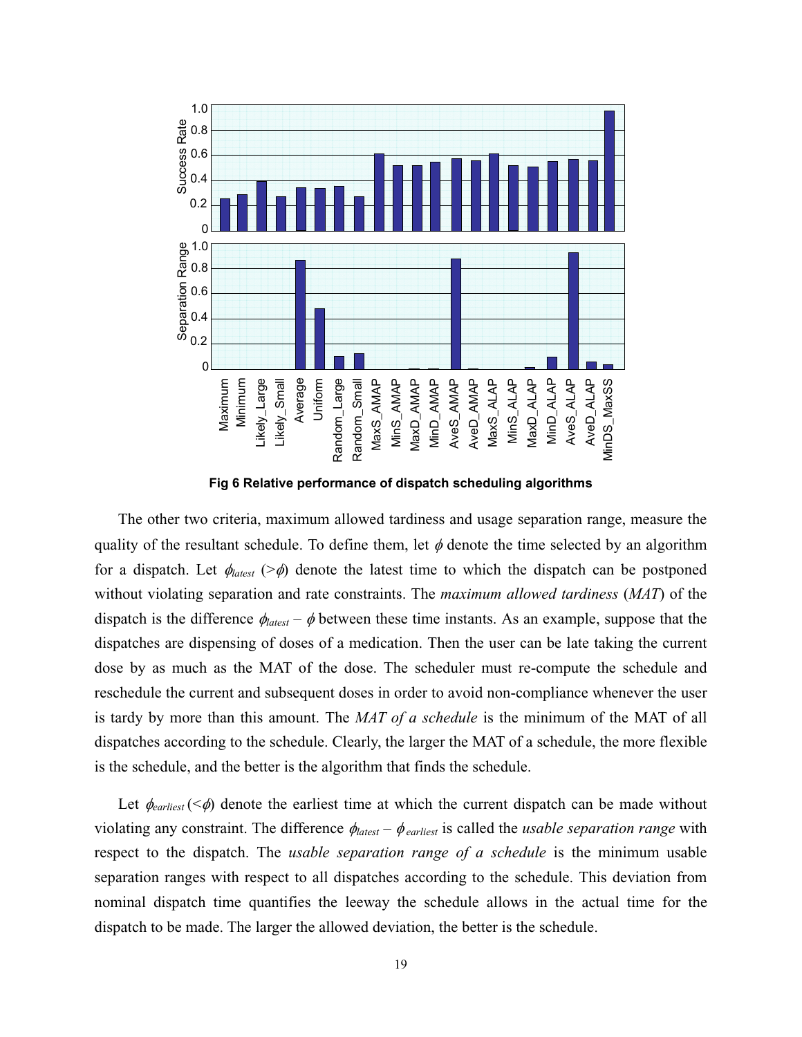**Fig 6 Relative performance of dispatch scheduling algorithms**

The other two criteria, maximum allowed tardiness and usage separation range, measure the quality of the resultant schedule. To define them, let $\phi$ denote the time selected by an algorithm for a dispatch. Let $\phi_{latest}$ ($>\phi$) denote the latest time to which the dispatch can be postponed without violating separation and rate constraints. The *maximum allowed tardiness* (*MAT*) of the dispatch is the difference $\phi_{latest} - \phi$ between these time instants. As an example, suppose that the dispatches are dispensing of doses of a medication. Then the user can be late taking the current dose by as much as the MAT of the dose. The scheduler must re-compute the schedule and reschedule the current and subsequent doses in order to avoid non-compliance whenever the user is tardy by more than this amount. The *MAT of a schedule* is the minimum of the MAT of all dispatches according to the schedule. Clearly, the larger the MAT of a schedule, the more flexible is the schedule, and the better is the algorithm that finds the schedule.

Let $\phi_{earliest}$ ($<\phi$) denote the earliest time at which the current dispatch can be made without violating any constraint. The difference $\phi_{latest} - \phi_{earliest}$ is called the *usable separation range* with respect to the dispatch. The *usable separation range of a schedule* is the minimum usable separation ranges with respect to all dispatches according to the schedule. This deviation from nominal dispatch time quantifies the leeway the schedule allows in the actual time for the dispatch to be made. The larger the allowed deviation, the better is the schedule.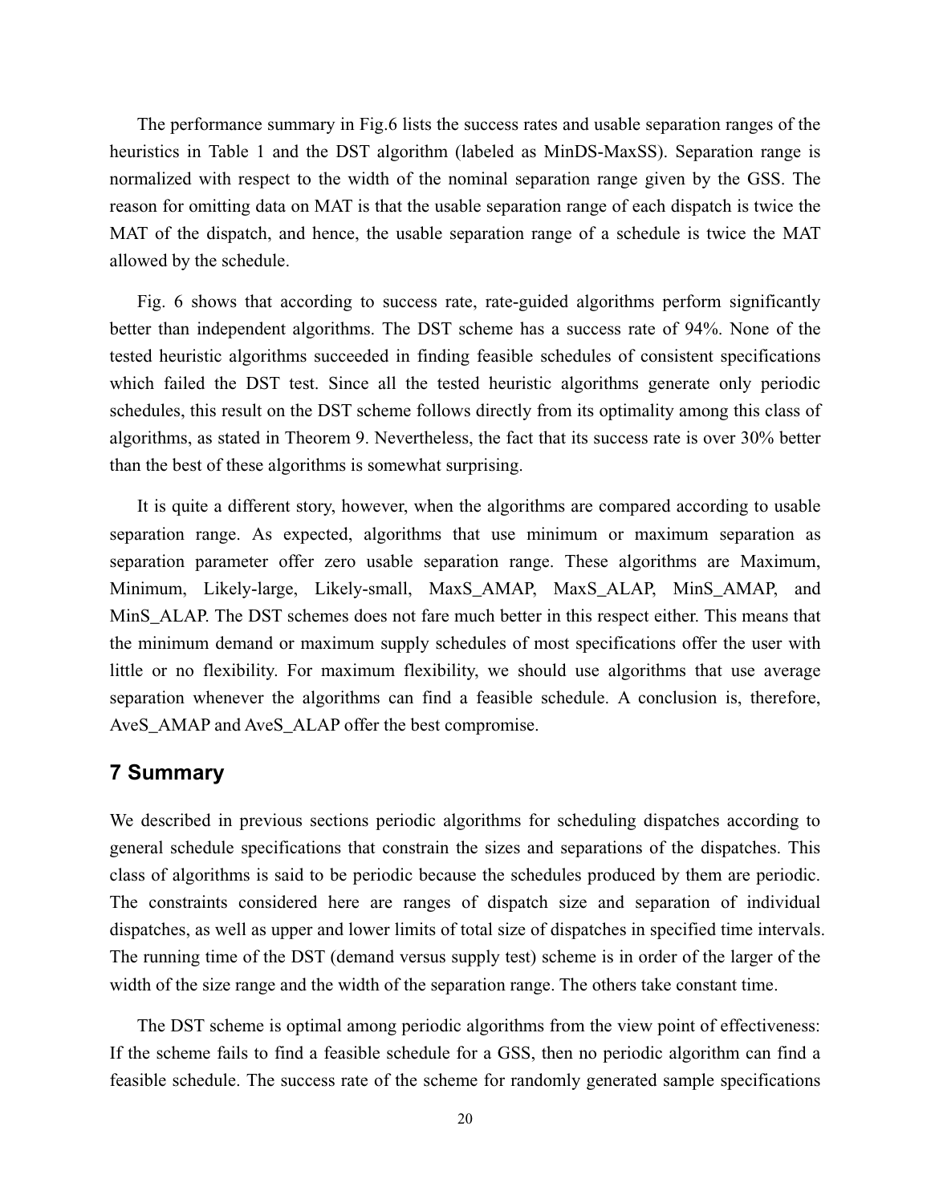The performance summary in Fig.6 lists the success rates and usable separation ranges of the heuristics in Table 1 and the DST algorithm (labeled as MinDS-MaxSS). Separation range is normalized with respect to the width of the nominal separation range given by the GSS. The reason for omitting data on MAT is that the usable separation range of each dispatch is twice the MAT of the dispatch, and hence, the usable separation range of a schedule is twice the MAT allowed by the schedule.

Fig. 6 shows that according to success rate, rate-guided algorithms perform significantly better than independent algorithms. The DST scheme has a success rate of 94%. None of the tested heuristic algorithms succeeded in finding feasible schedules of consistent specifications which failed the DST test. Since all the tested heuristic algorithms generate only periodic schedules, this result on the DST scheme follows directly from its optimality among this class of algorithms, as stated in Theorem 9. Nevertheless, the fact that its success rate is over 30% better than the best of these algorithms is somewhat surprising.

It is quite a different story, however, when the algorithms are compared according to usable separation range. As expected, algorithms that use minimum or maximum separation as separation parameter offer zero usable separation range. These algorithms are Maximum, Minimum, Likely-large, Likely-small, MaxS_AMAP, MaxS_ALAP, MinS_AMAP, and MinS_ALAP. The DST schemes does not fare much better in this respect either. This means that the minimum demand or maximum supply schedules of most specifications offer the user with little or no flexibility. For maximum flexibility, we should use algorithms that use average separation whenever the algorithms can find a feasible schedule. A conclusion is, therefore, AveS_AMAP and AveS_ALAP offer the best compromise.

## 7 Summary

We described in previous sections periodic algorithms for scheduling dispatches according to general schedule specifications that constrain the sizes and separations of the dispatches. This class of algorithms is said to be periodic because the schedules produced by them are periodic. The constraints considered here are ranges of dispatch size and separation of individual dispatches, as well as upper and lower limits of total size of dispatches in specified time intervals. The running time of the DST (demand versus supply test) scheme is in order of the larger of the width of the size range and the width of the separation range. The others take constant time.

The DST scheme is optimal among periodic algorithms from the view point of effectiveness: If the scheme fails to find a feasible schedule for a GSS, then no periodic algorithm can find a feasible schedule. The success rate of the scheme for randomly generated sample specifications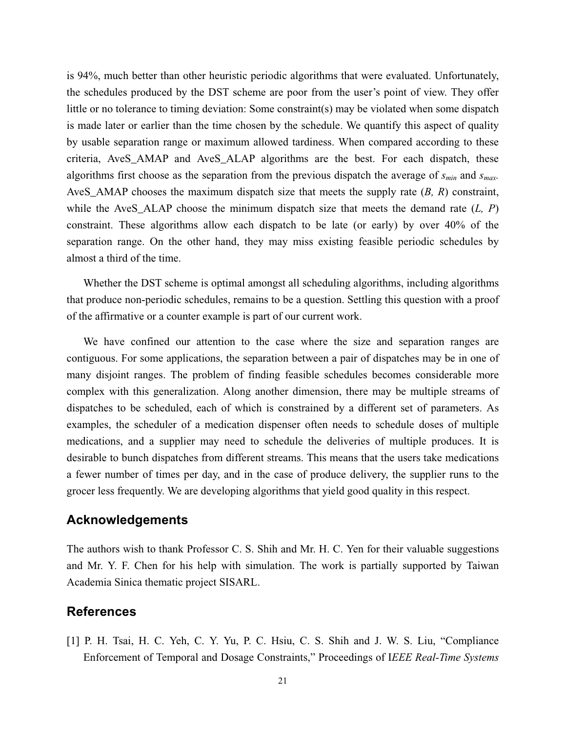is 94%, much better than other heuristic periodic algorithms that were evaluated. Unfortunately, the schedules produced by the DST scheme are poor from the user's point of view. They offer little or no tolerance to timing deviation: Some constraint(s) may be violated when some dispatch is made later or earlier than the time chosen by the schedule. We quantify this aspect of quality by usable separation range or maximum allowed tardiness. When compared according to these criteria, AveS_AMAP and AveS_ALAP algorithms are the best. For each dispatch, these algorithms first choose as the separation from the previous dispatch the average of $s_{min}$ and $s_{max}$. AveS_AMAP chooses the maximum dispatch size that meets the supply rate (*B, R*) constraint, while the AveS_ALAP choose the minimum dispatch size that meets the demand rate (*L, P*) constraint. These algorithms allow each dispatch to be late (or early) by over 40% of the separation range. On the other hand, they may miss existing feasible periodic schedules by almost a third of the time.

Whether the DST scheme is optimal amongst all scheduling algorithms, including algorithms that produce non-periodic schedules, remains to be a question. Settling this question with a proof of the affirmative or a counter example is part of our current work.

We have confined our attention to the case where the size and separation ranges are contiguous. For some applications, the separation between a pair of dispatches may be in one of many disjoint ranges. The problem of finding feasible schedules becomes considerable more complex with this generalization. Along another dimension, there may be multiple streams of dispatches to be scheduled, each of which is constrained by a different set of parameters. As examples, the scheduler of a medication dispenser often needs to schedule doses of multiple medications, and a supplier may need to schedule the deliveries of multiple produces. It is desirable to bunch dispatches from different streams. This means that the users take medications a fewer number of times per day, and in the case of produce delivery, the supplier runs to the grocer less frequently. We are developing algorithms that yield good quality in this respect.

## Acknowledgements

The authors wish to thank Professor C. S. Shih and Mr. H. C. Yen for their valuable suggestions and Mr. Y. F. Chen for his help with simulation. The work is partially supported by Taiwan Academia Sinica thematic project SISARL.

## References

[1] P. H. Tsai, H. C. Yeh, C. Y. Yu, P. C. Hsiu, C. S. Shih and J. W. S. Liu, "Compliance Enforcement of Temporal and Dosage Constraints," Proceedings of I*EEE Real-Time Systems*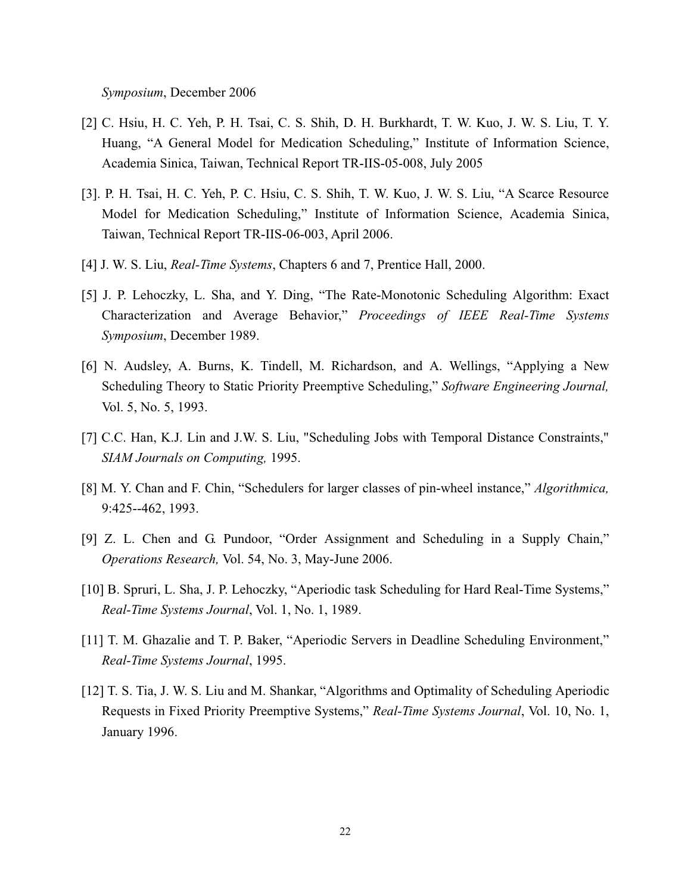*Symposium*, December 2006

[2] C. Hsiu, H. C. Yeh, P. H. Tsai, C. S. Shih, D. H. Burkhardt, T. W. Kuo, J. W. S. Liu, T. Y. Huang, "A General Model for Medication Scheduling," Institute of Information Science, Academia Sinica, Taiwan, Technical Report TR-IIS-05-008, July 2005

[3]. P. H. Tsai, H. C. Yeh, P. C. Hsiu, C. S. Shih, T. W. Kuo, J. W. S. Liu, "A Scarce Resource Model for Medication Scheduling," Institute of Information Science, Academia Sinica, Taiwan, Technical Report TR-IIS-06-003, April 2006.

[4] J. W. S. Liu, *Real-Time Systems*, Chapters 6 and 7, Prentice Hall, 2000.

[5] J. P. Lehoczky, L. Sha, and Y. Ding, "The Rate-Monotonic Scheduling Algorithm: Exact Characterization and Average Behavior," *Proceedings of IEEE Real-Time Systems Symposium*, December 1989.

[6] N. Audsley, A. Burns, K. Tindell, M. Richardson, and A. Wellings, "Applying a New Scheduling Theory to Static Priority Preemptive Scheduling," *Software Engineering Journal,* Vol. 5, No. 5, 1993.

[7] C.C. Han, K.J. Lin and J.W. S. Liu, "Scheduling Jobs with Temporal Distance Constraints," *SIAM Journals on Computing,* 1995.

[8] M. Y. Chan and F. Chin, "Schedulers for larger classes of pin-wheel instance," *Algorithmica,* 9:425--462, 1993.

[9] Z. L. Chen and G. Pundoor, "Order Assignment and Scheduling in a Supply Chain," *Operations Research,* Vol. 54, No. 3, May-June 2006.

[10] B. Spruri, L. Sha, J. P. Lehoczky, "Aperiodic task Scheduling for Hard Real-Time Systems," *Real-Time Systems Journal*, Vol. 1, No. 1, 1989.

[11] T. M. Ghazalie and T. P. Baker, "Aperiodic Servers in Deadline Scheduling Environment," *Real-Time Systems Journal*, 1995.

[12] T. S. Tia, J. W. S. Liu and M. Shankar, "Algorithms and Optimality of Scheduling Aperiodic Requests in Fixed Priority Preemptive Systems," *Real-Time Systems Journal*, Vol. 10, No. 1, January 1996.